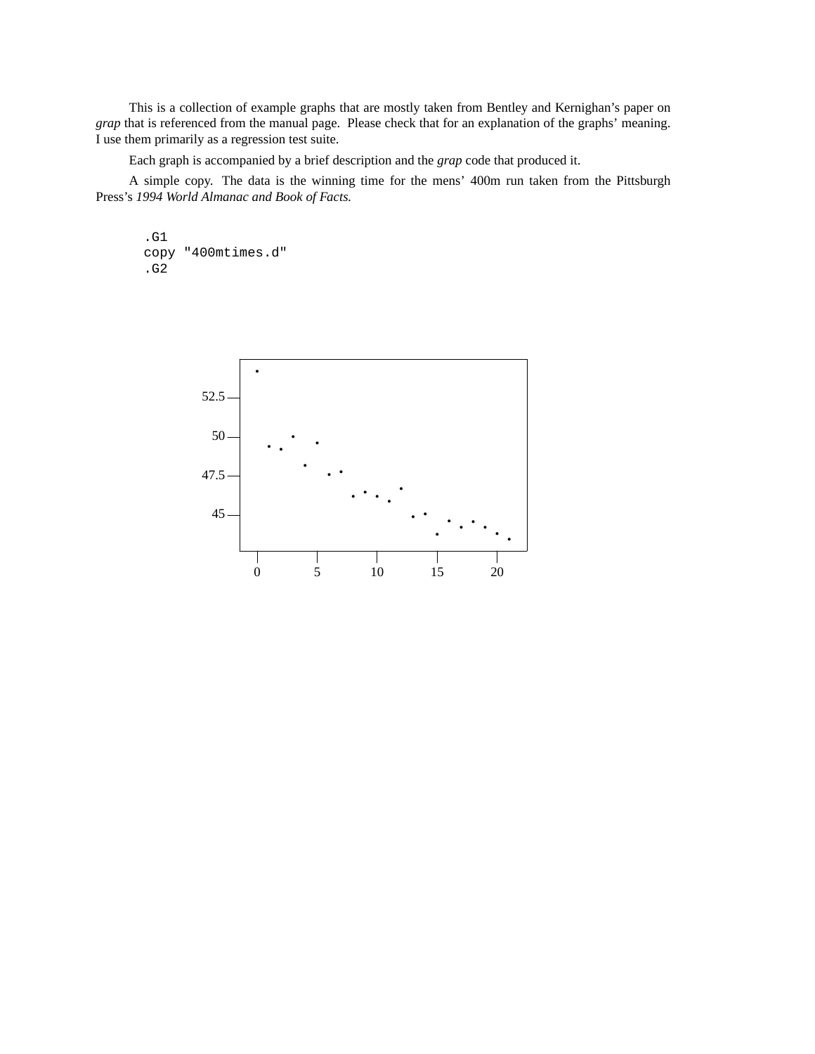This is a collection of example graphs that are mostly taken from Bentley and Kernighan's paper on *grap* that is referenced from the manual page. Please check that for an explanation of the graphs' meaning. I use them primarily as a regression test suite.

Each graph is accompanied by a brief description and the *grap* code that produced it.

A simple copy. The data is the winning time for the mens' 400m run taken from the Pittsburgh Press's *1994 World Almanac and Book of Facts.*

```
.G1
copy "400mtimes.d"
.G2
```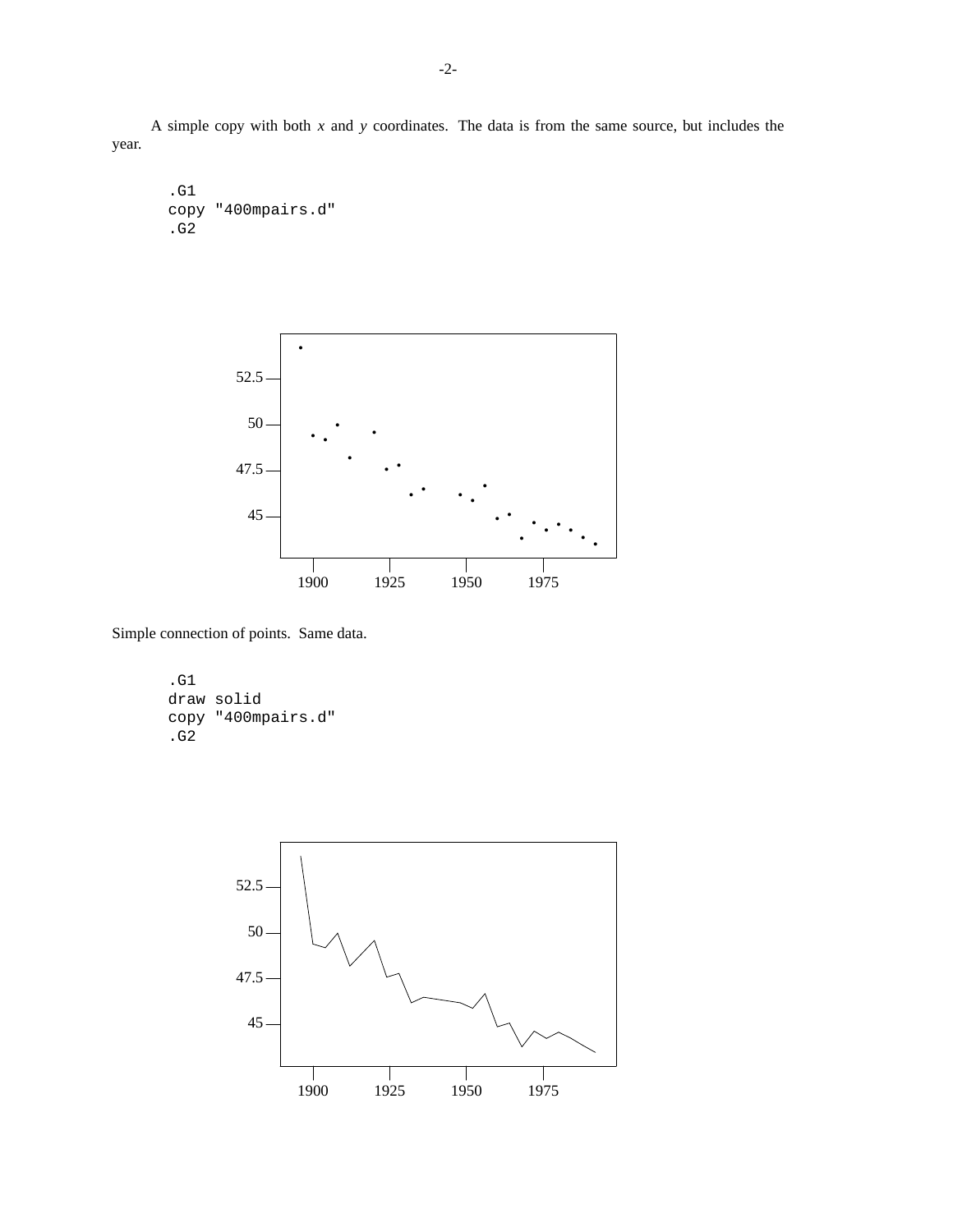A simple copy with both *x* and *y* coordinates. The data is from the same source, but includes the year.

```
.G1
copy "400mpairs.d"
.G2
```

Simple connection of points. Same data.

```
.G1
draw solid
copy "400mpairs.d"
.G2
```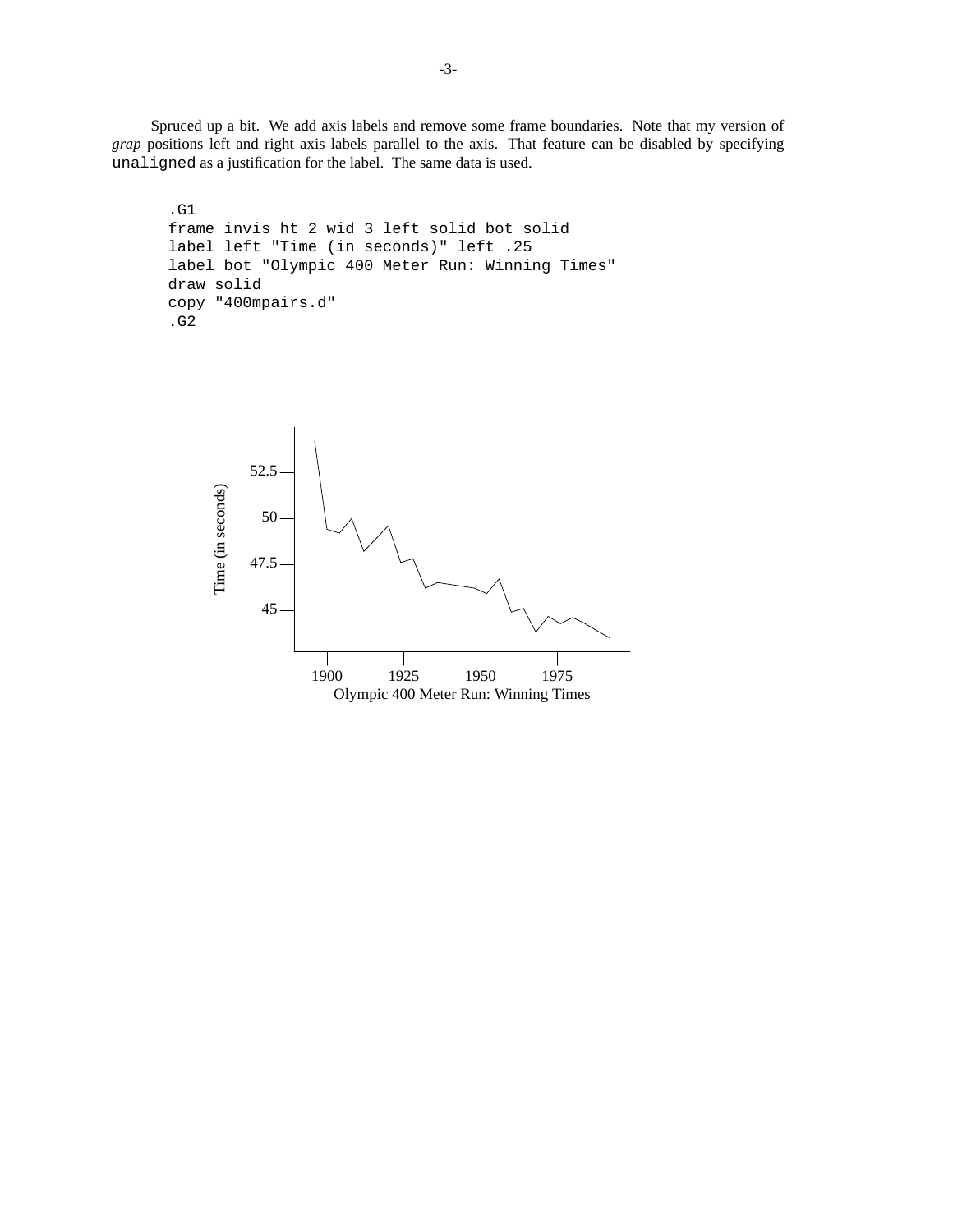Spruced up a bit. We add axis labels and remove some frame boundaries. Note that my version of *grap* positions left and right axis labels parallel to the axis. That feature can be disabled by specifying `unaligned` as a justification for the label. The same data is used.

```
.G1
frame invis ht 2 wid 3 left solid bot solid
label left "Time (in seconds)" left .25
label bot "Olympic 400 Meter Run: Winning Times"
draw solid
copy "400mpairs.d"
.G2
```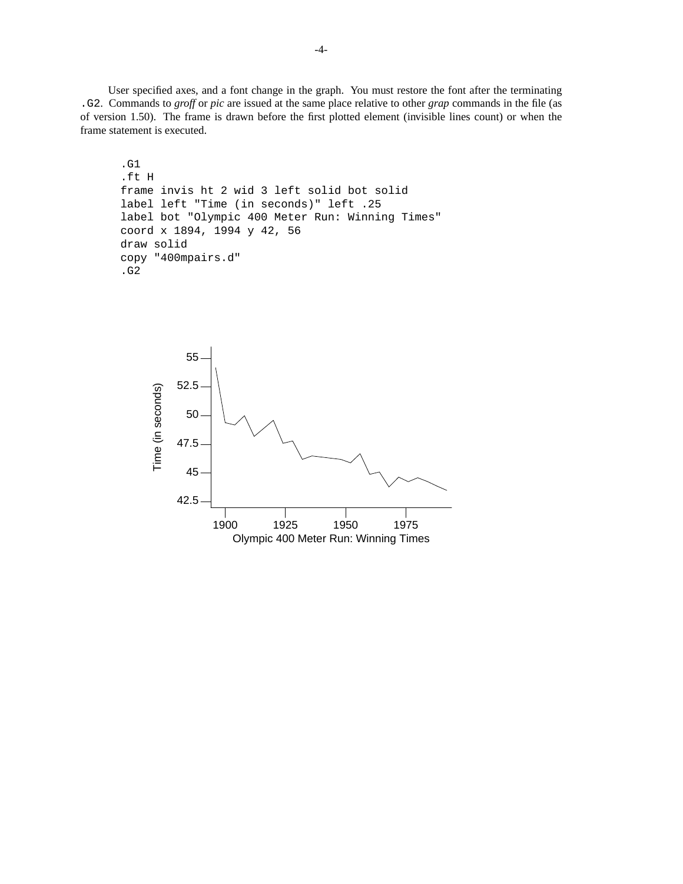User specified axes, and a font change in the graph. You must restore the font after the terminating `.G2`. Commands to *groff* or *pic* are issued at the same place relative to other *grap* commands in the file (as of version 1.50). The frame is drawn before the first plotted element (invisible lines count) or when the frame statement is executed.

```
.G1
.ft H
frame invis ht 2 wid 3 left solid bot solid
label left "Time (in seconds)" left .25
label bot "Olympic 400 Meter Run: Winning Times"
coord x 1894, 1994 y 42, 56
draw solid
copy "400mpairs.d"
.G2
```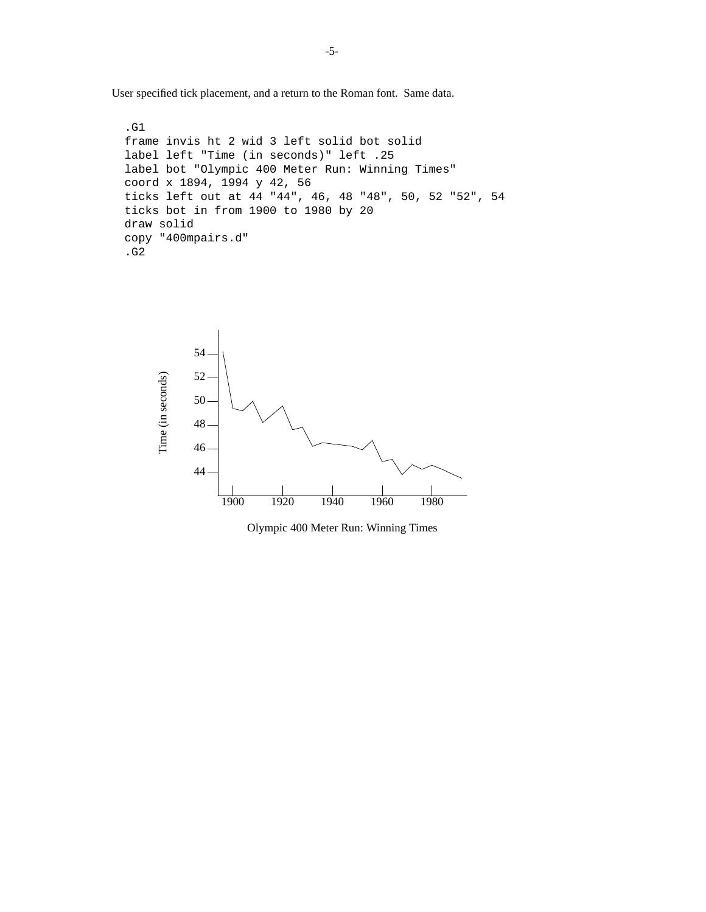User specified tick placement, and a return to the Roman font. Same data.

```
.G1
frame invis ht 2 wid 3 left solid bot solid
label left "Time (in seconds)" left .25
label bot "Olympic 400 Meter Run: Winning Times"
coord x 1894, 1994 y 42, 56
ticks left out at 44 "44", 46, 48 "48", 50, 52 "52", 54
ticks bot in from 1900 to 1980 by 20
draw solid
copy "400mpairs.d"
.G2
```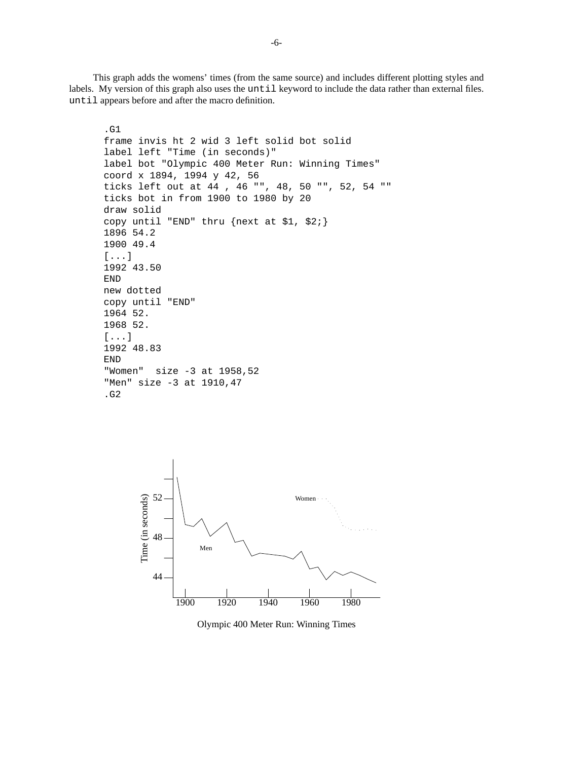This graph adds the womens' times (from the same source) and includes different plotting styles and labels. My version of this graph also uses the `until` keyword to include the data rather than external files. `until` appears before and after the macro definition.

```
.G1
frame invis ht 2 wid 3 left solid bot solid
label left "Time (in seconds)"
label bot "Olympic 400 Meter Run: Winning Times"
coord x 1894, 1994 y 42, 56
ticks left out at 44 , 46 "", 48, 50 "", 52, 54 ""
ticks bot in from 1900 to 1980 by 20
draw solid
copy until "END" thru {next at $1, $2;}
1896 54.2
1900 49.4
[...]
1992 43.50
END
new dotted
copy until "END"
1964 52.
1968 52.
[...]
1992 48.83
END
"Women"  size -3 at 1958,52
"Men" size -3 at 1910,47
.G2
```

Olympic 400 Meter Run: Winning Times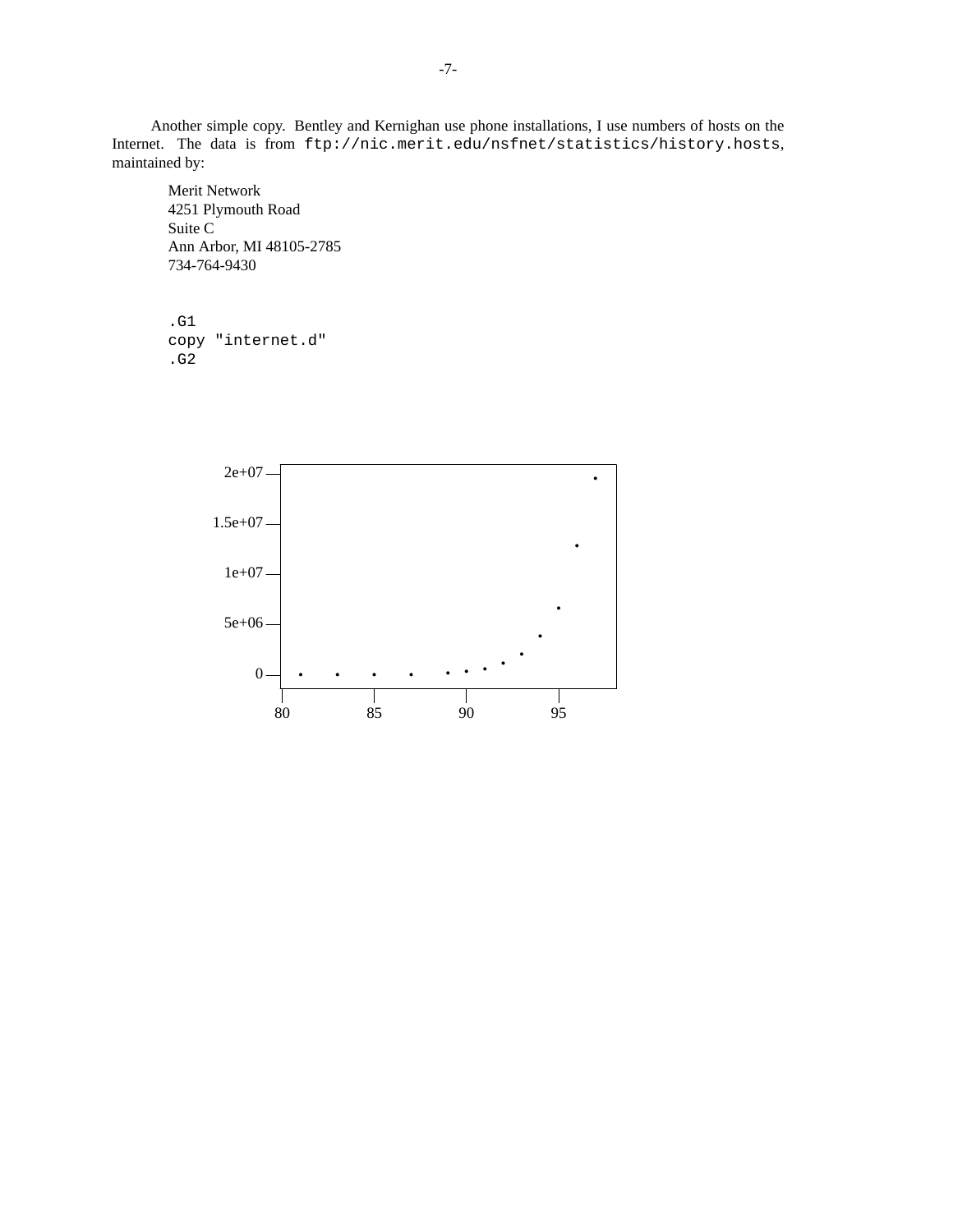Another simple copy. Bentley and Kernighan use phone installations, I use numbers of hosts on the Internet. The data is from `ftp://nic.merit.edu/nsfnet/statistics/history.hosts`, maintained by:

Merit Network  
4251 Plymouth Road  
Suite C  
Ann Arbor, MI 48105-2785  
734-764-9430

```
.G1
copy "internet.d"
.G2
```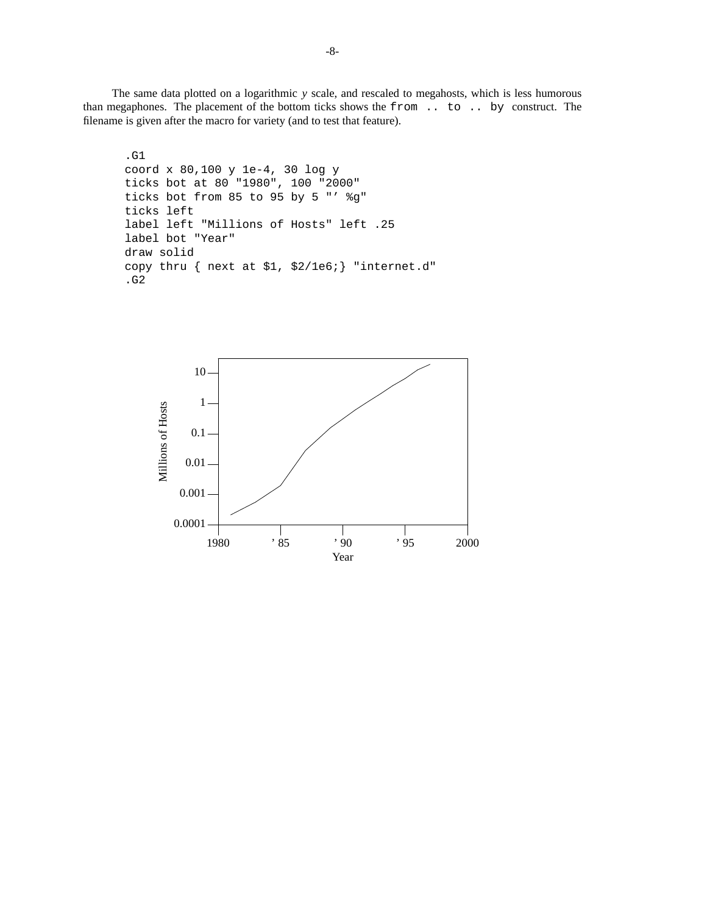The same data plotted on a logarithmic *y* scale, and rescaled to megahosts, which is less humorous than megaphones. The placement of the bottom ticks shows the `from .. to .. by` construct. The filename is given after the macro for variety (and to test that feature).

```
.G1
coord x 80,100 y 1e-4, 30 log y
ticks bot at 80 "1980", 100 "2000"
ticks bot from 85 to 95 by 5 "’ %g"
ticks left
label left "Millions of Hosts" left .25
label bot "Year"
draw solid
copy thru { next at $1, $2/1e6;} "internet.d"
.G2
```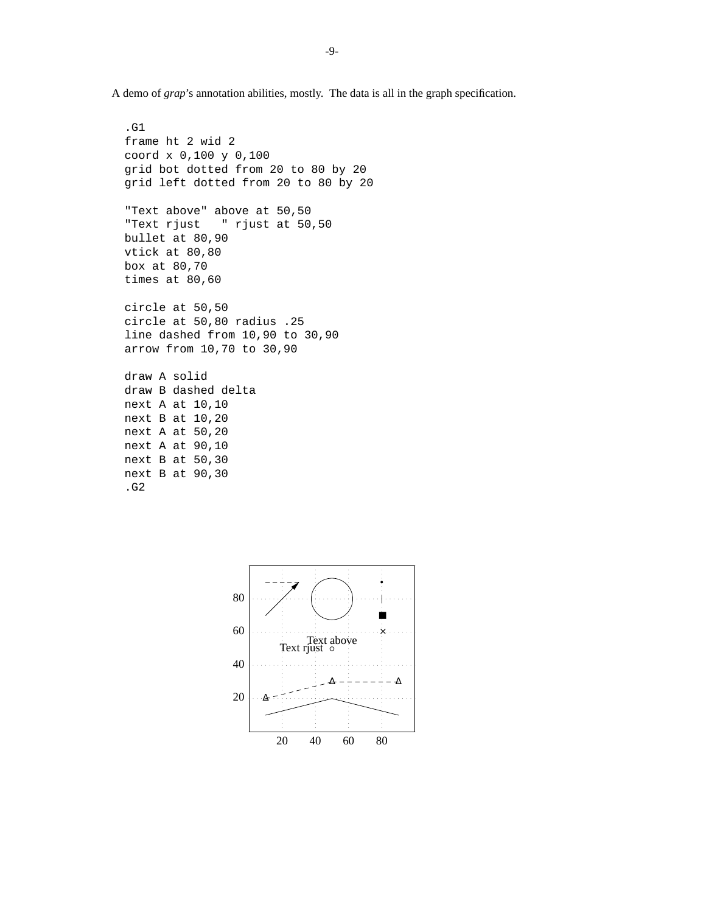A demo of *grap*'s annotation abilities, mostly. The data is all in the graph specification.

```
.G1
frame ht 2 wid 2
coord x 0,100 y 0,100
grid bot dotted from 20 to 80 by 20
grid left dotted from 20 to 80 by 20

"Text above" above at 50,50
"Text rjust   " rjust at 50,50
bullet at 80,90
vtick at 80,80
box at 80,70
times at 80,60

circle at 50,50
circle at 50,80 radius .25
line dashed from 10,90 to 30,90
arrow from 10,70 to 30,90

draw A solid
draw B dashed delta
next A at 10,10
next B at 10,20
next A at 50,20
next A at 90,10
next B at 50,30
next B at 90,30
.G2
```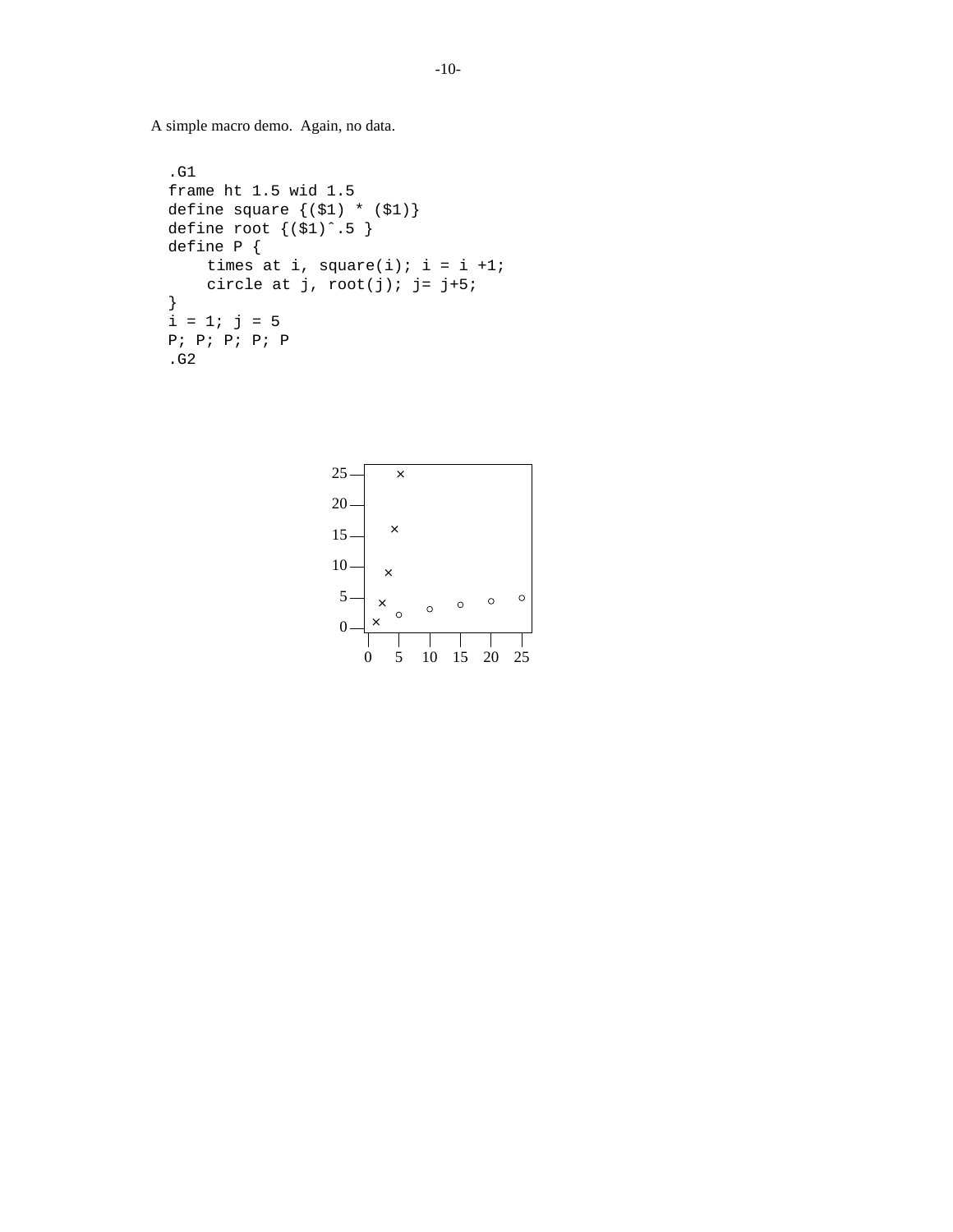A simple macro demo. Again, no data.

```
.G1
frame ht 1.5 wid 1.5
define square {($1) * ($1)}
define root {($1)ˆ.5 }
define P {
    times at i, square(i); i = i +1;
    circle at j, root(j); j= j+5;
}
i = 1; j = 5
P; P; P; P; P
.G2
```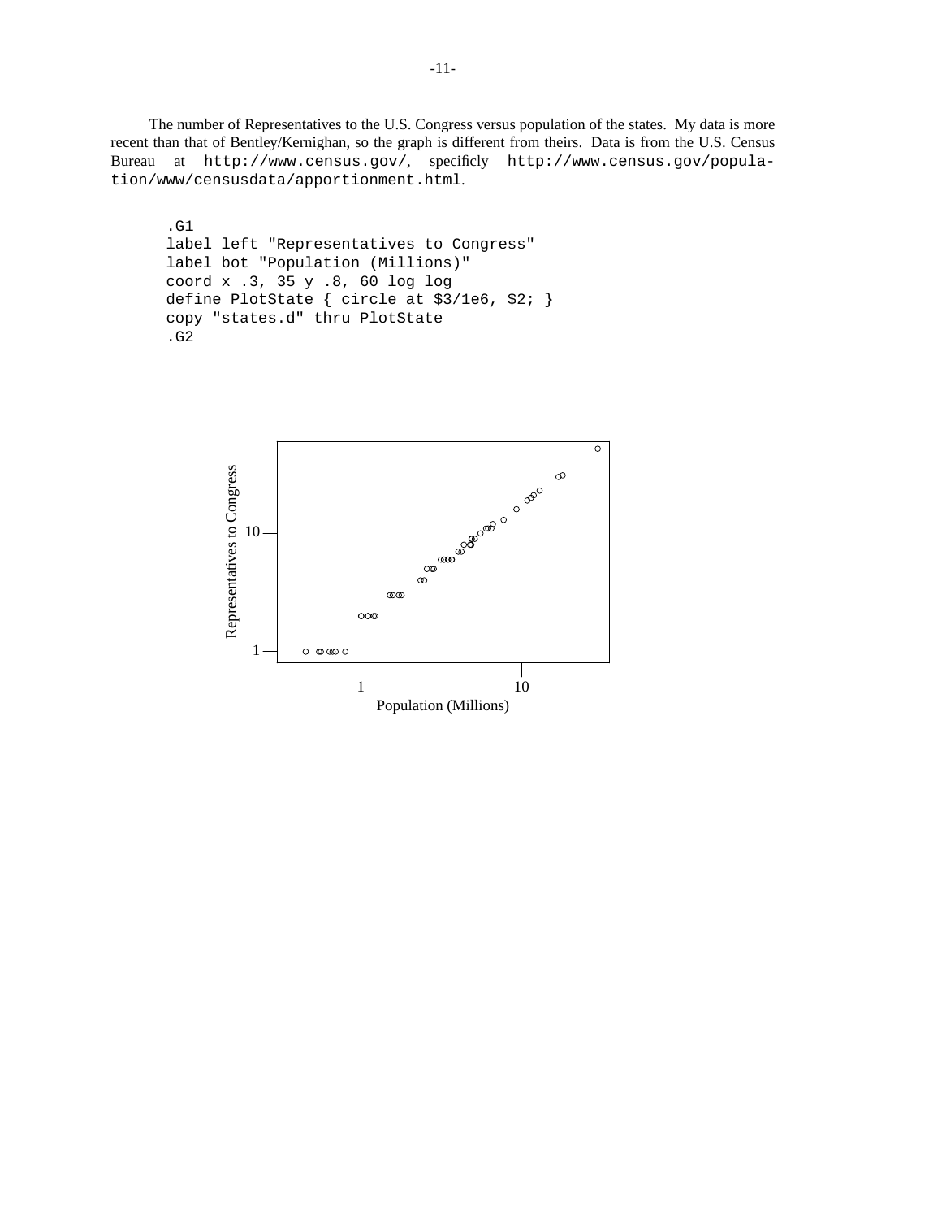The number of Representatives to the U.S. Congress versus population of the states. My data is more recent than that of Bentley/Kernighan, so the graph is different from theirs. Data is from the U.S. Census Bureau at `http://www.census.gov/`, specificly `http://www.census.gov/population/www/censusdata/apportionment.html`.

```
.G1
label left "Representatives to Congress"
label bot "Population (Millions)"
coord x .3, 35 y .8, 60 log log
define PlotState { circle at $3/1e6, $2; }
copy "states.d" thru PlotState
.G2
```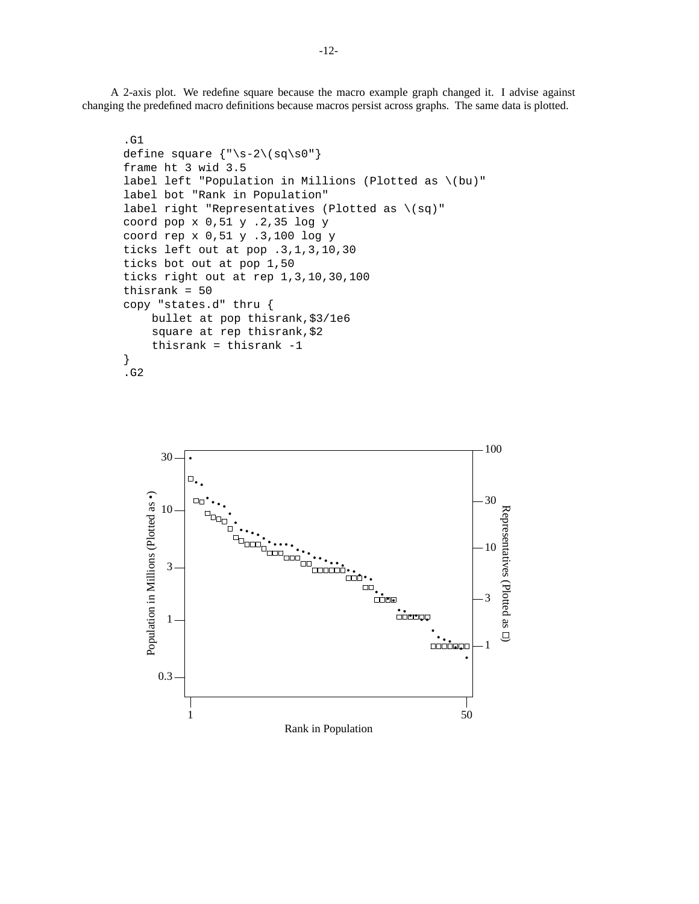A 2-axis plot. We redefine square because the macro example graph changed it. I advise against changing the predefined macro definitions because macros persist across graphs. The same data is plotted.

```
.G1
define square {"\s-2\(sq\s0"}
frame ht 3 wid 3.5
label left "Population in Millions (Plotted as \(bu)"
label bot "Rank in Population"
label right "Representatives (Plotted as \(sq)"
coord pop x 0,51 y .2,35 log y
coord rep x 0,51 y .3,100 log y
ticks left out at pop .3,1,3,10,30
ticks bot out at pop 1,50
ticks right out at rep 1,3,10,30,100
thisrank = 50
copy "states.d" thru {
    bullet at pop thisrank,$3/1e6
    square at rep thisrank,$2
    thisrank = thisrank -1
}
.G2
```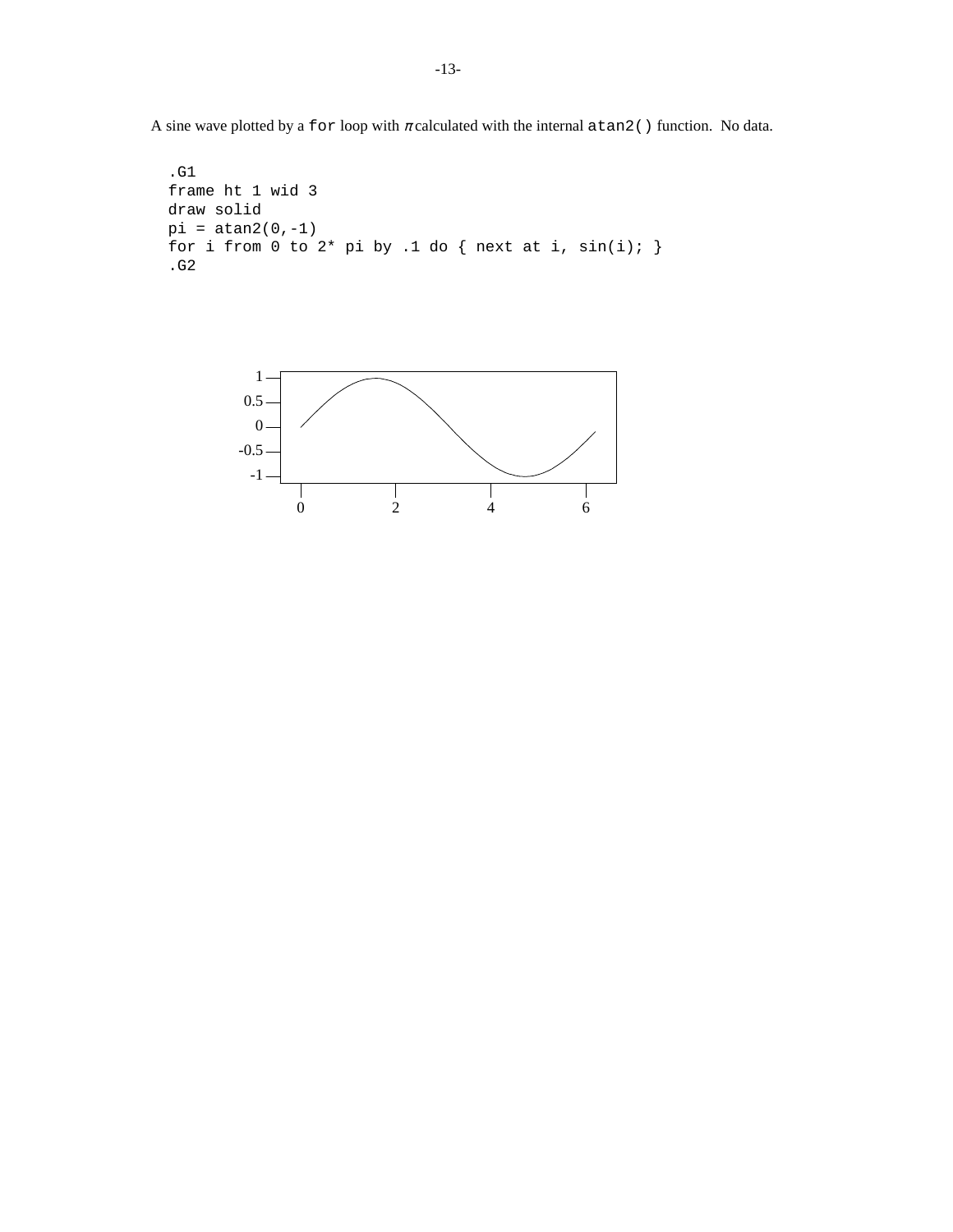A sine wave plotted by a `for` loop with $\pi$ calculated with the internal `atan2()` function. No data.

```
.G1
frame ht 1 wid 3
draw solid
pi = atan2(0,-1)
for i from 0 to 2* pi by .1 do { next at i, sin(i); }
.G2
```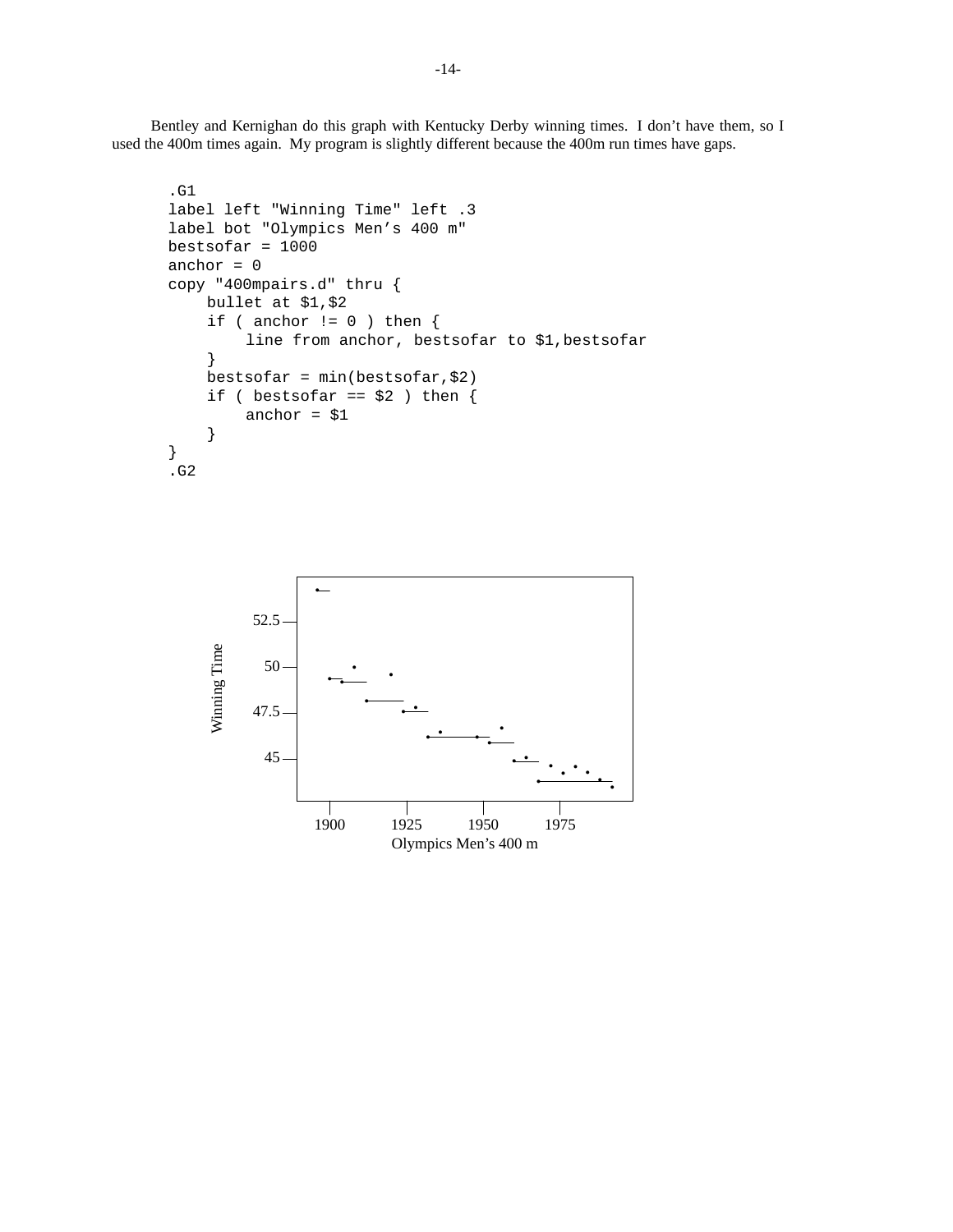Bentley and Kernighan do this graph with Kentucky Derby winning times. I don't have them, so I used the 400m times again. My program is slightly different because the 400m run times have gaps.

```
.G1
label left "Winning Time" left .3
label bot "Olympics Men's 400 m"
bestsofar = 1000
anchor = 0
copy "400mpairs.d" thru {
    bullet at $1,$2
    if ( anchor != 0 ) then {
        line from anchor, bestsofar to $1,bestsofar
    }
    bestsofar = min(bestsofar,$2)
    if ( bestsofar == $2 ) then {
        anchor = $1
    }
}
.G2
```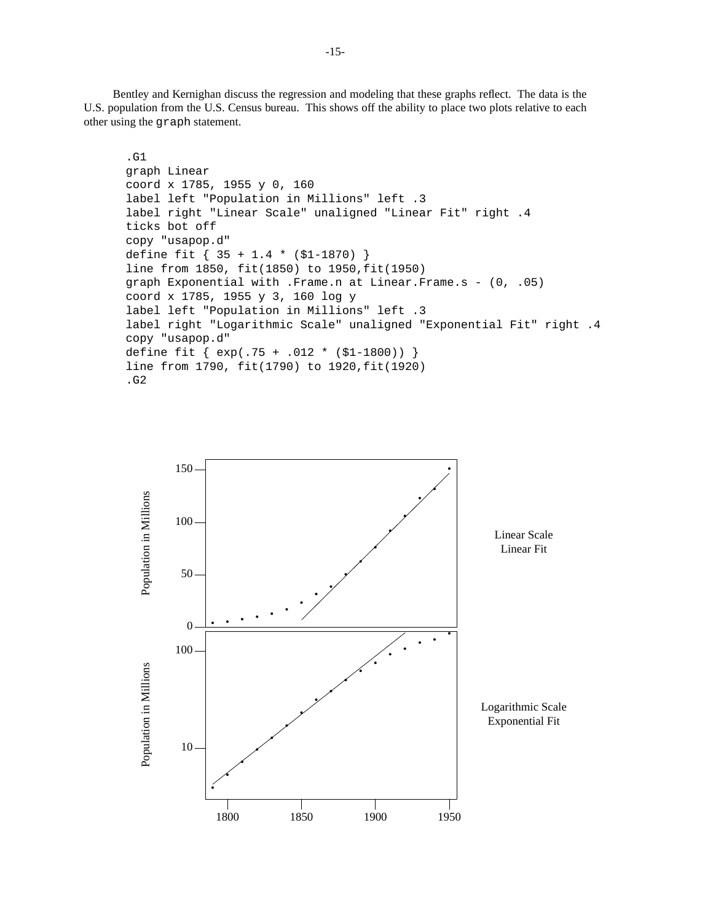Bentley and Kernighan discuss the regression and modeling that these graphs reflect. The data is the U.S. population from the U.S. Census bureau. This shows off the ability to place two plots relative to each other using the `graph` statement.

```
.G1
graph Linear
coord x 1785, 1955 y 0, 160
label left "Population in Millions" left .3
label right "Linear Scale" unaligned "Linear Fit" right .4
ticks bot off
copy "usapop.d"
define fit { 35 + 1.4 * ($1-1870) }
line from 1850, fit(1850) to 1950,fit(1950)
graph Exponential with .Frame.n at Linear.Frame.s - (0, .05)
coord x 1785, 1955 y 3, 160 log y
label left "Population in Millions" left .3
label right "Logarithmic Scale" unaligned "Exponential Fit" right .4
copy "usapop.d"
define fit { exp(.75 + .012 * ($1-1800)) }
line from 1790, fit(1790) to 1920,fit(1920)
.G2
```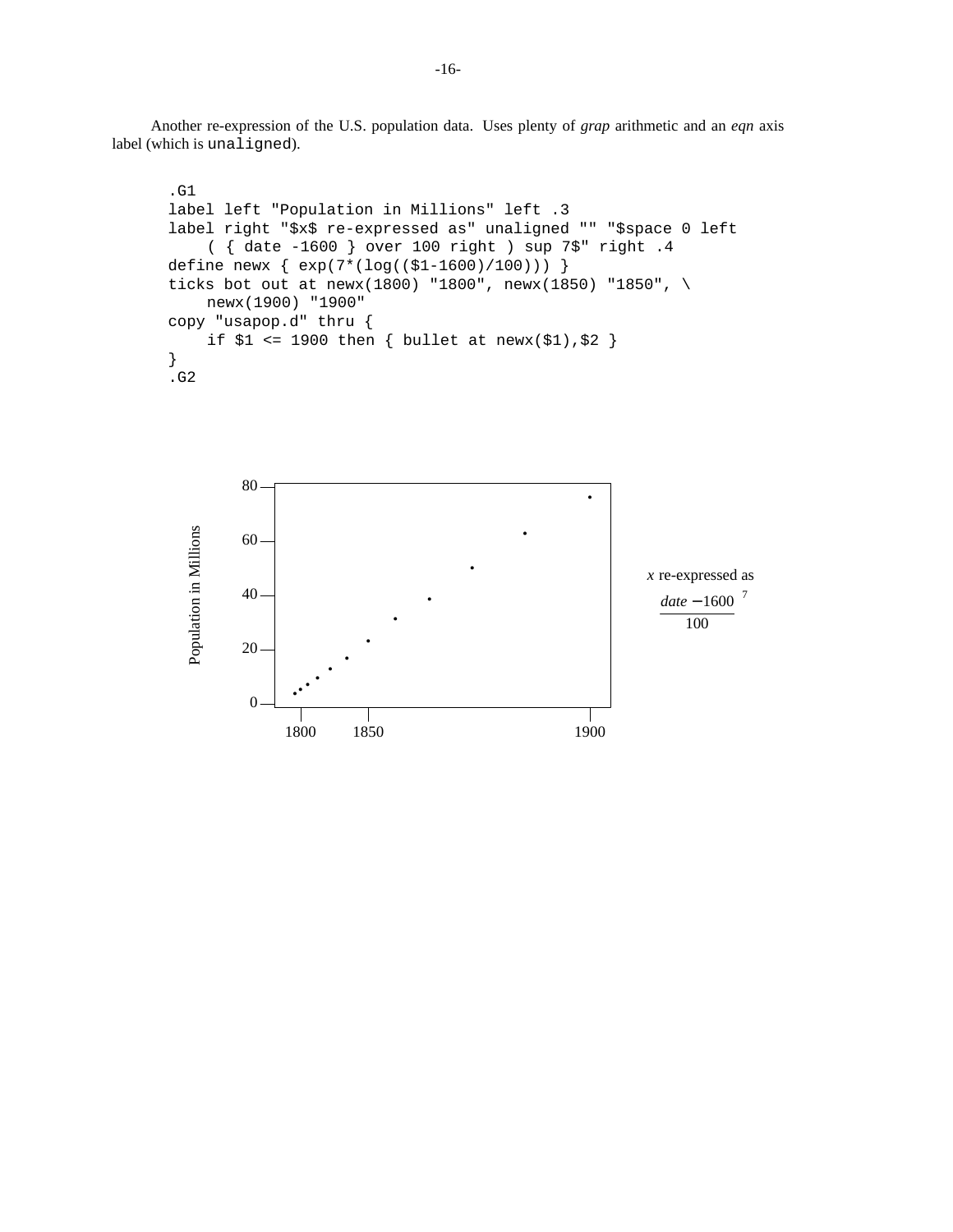Another re-expression of the U.S. population data. Uses plenty of *grap* arithmetic and an *eqn* axis label (which is `unaligned`).

```
.G1
label left "Population in Millions" left .3
label right "$x$ re-expressed as" unaligned "" "$space 0 left
    ( { date -1600 } over 100 right ) sup 7$" right .4
define newx { exp(7*(log(($1-1600)/100))) }
ticks bot out at newx(1800) "1800", newx(1850) "1850", \
    newx(1900) "1900"
copy "usapop.d" thru {
    if $1 <= 1900 then { bullet at newx($1),$2 }
}
.G2
```

Population in Millions

80

60

40

20

0

1800 1850 1900

*x* re-expressed as

$$\left( \frac{date - 1600}{100} \right)^7$$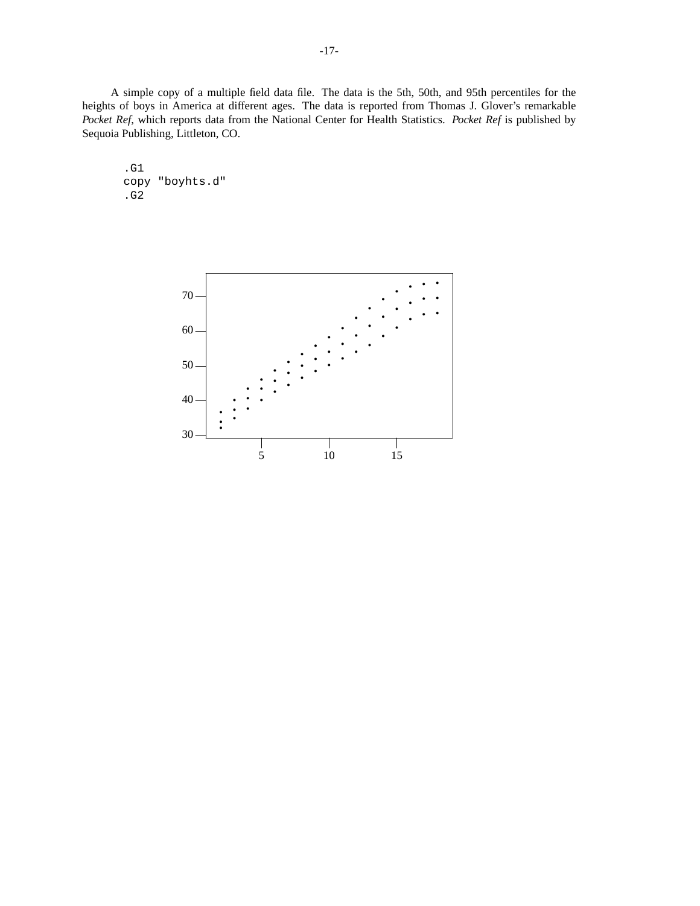A simple copy of a multiple field data file. The data is the 5th, 50th, and 95th percentiles for the heights of boys in America at different ages. The data is reported from Thomas J. Glover's remarkable *Pocket Ref*, which reports data from the National Center for Health Statistics. *Pocket Ref* is published by Sequoia Publishing, Littleton, CO.

```
.G1
copy "boyhts.d"
.G2
```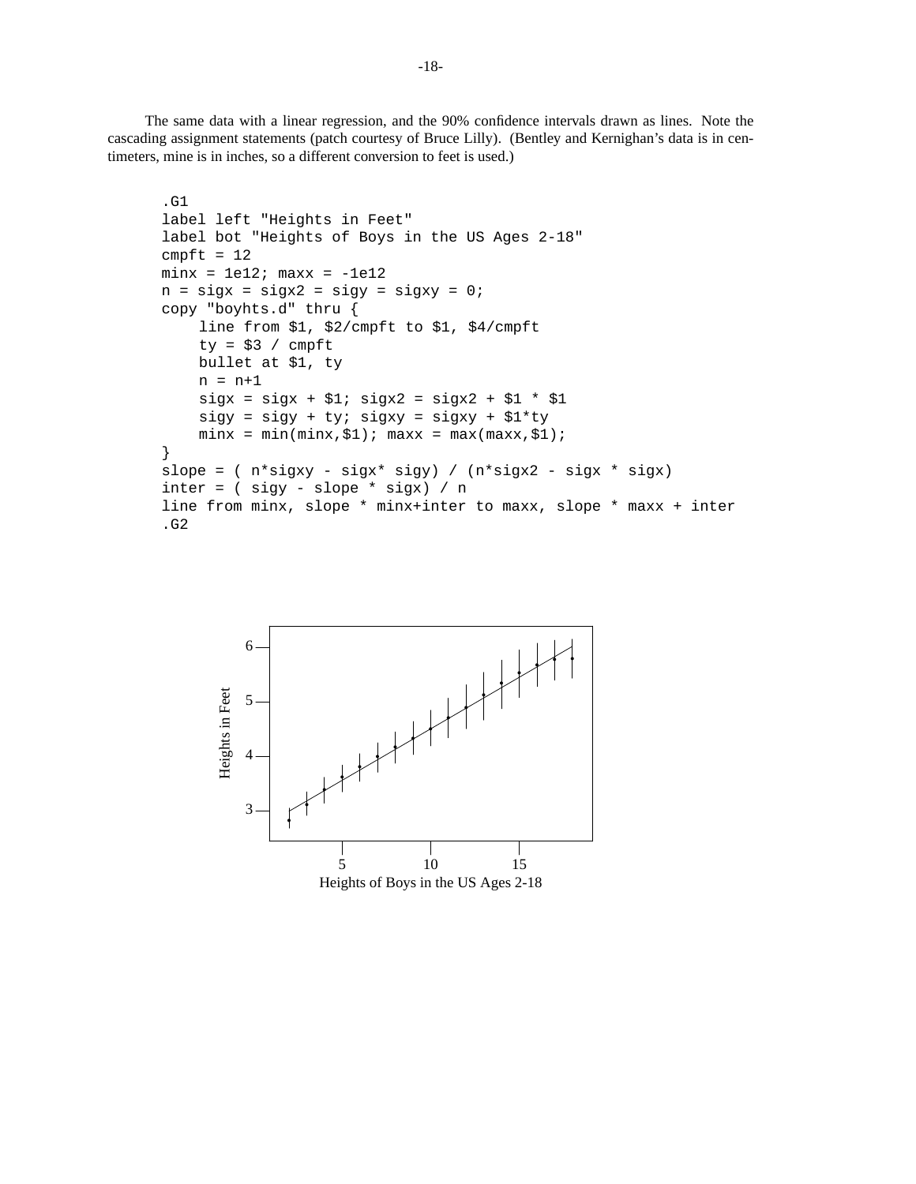The same data with a linear regression, and the 90% confidence intervals drawn as lines. Note the cascading assignment statements (patch courtesy of Bruce Lilly). (Bentley and Kernighan's data is in centimeters, mine is in inches, so a different conversion to feet is used.)

```
.G1
label left "Heights in Feet"
label bot "Heights of Boys in the US Ages 2-18"
cmpft = 12
minx = 1e12; maxx = -1e12
n = sigx = sigx2 = sigy = sigxy = 0;
copy "boyhts.d" thru {
    line from $1, $2/cmpft to $1, $4/cmpft
    ty = $3 / cmpft
    bullet at $1, ty
    n = n+1
    sigx = sigx + $1; sigx2 = sigx2 + $1 * $1
    sigy = sigy + ty; sigxy = sigxy + $1*ty
    minx = min(minx,$1); maxx = max(maxx,$1);
}
slope = ( n*sigxy - sigx* sigy) / (n*sigx2 - sigx * sigx)
inter = ( sigy - slope * sigx) / n
line from minx, slope * minx+inter to maxx, slope * maxx + inter
.G2
```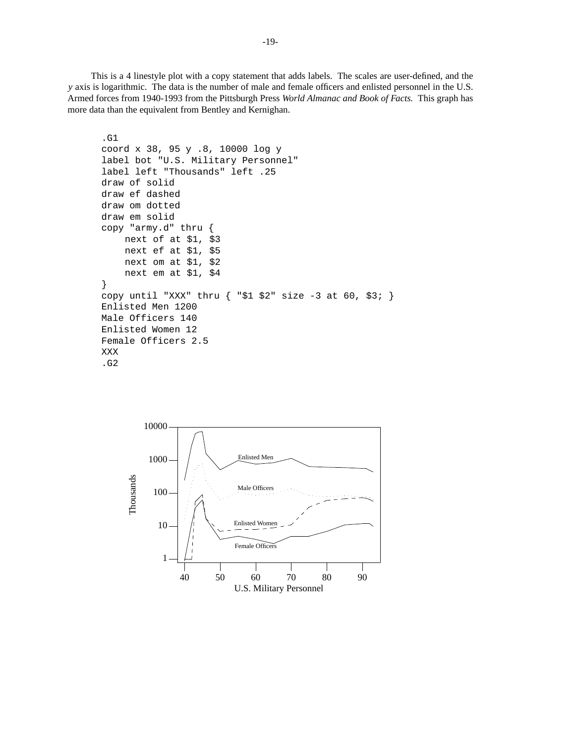This is a 4 linestyle plot with a copy statement that adds labels. The scales are user-defined, and the *y* axis is logarithmic. The data is the number of male and female officers and enlisted personnel in the U.S. Armed forces from 1940-1993 from the Pittsburgh Press *World Almanac and Book of Facts.* This graph has more data than the equivalent from Bentley and Kernighan.

```
.G1
coord x 38, 95 y .8, 10000 log y
label bot "U.S. Military Personnel"
label left "Thousands" left .25
draw of solid
draw ef dashed
draw om dotted
draw em solid
copy "army.d" thru {
    next of at $1, $3
    next ef at $1, $5
    next om at $1, $2
    next em at $1, $4
}
copy until "XXX" thru { "$1 $2" size -3 at 60, $3; }
Enlisted Men 1200
Male Officers 140
Enlisted Women 12
Female Officers 2.5
XXX
.G2
```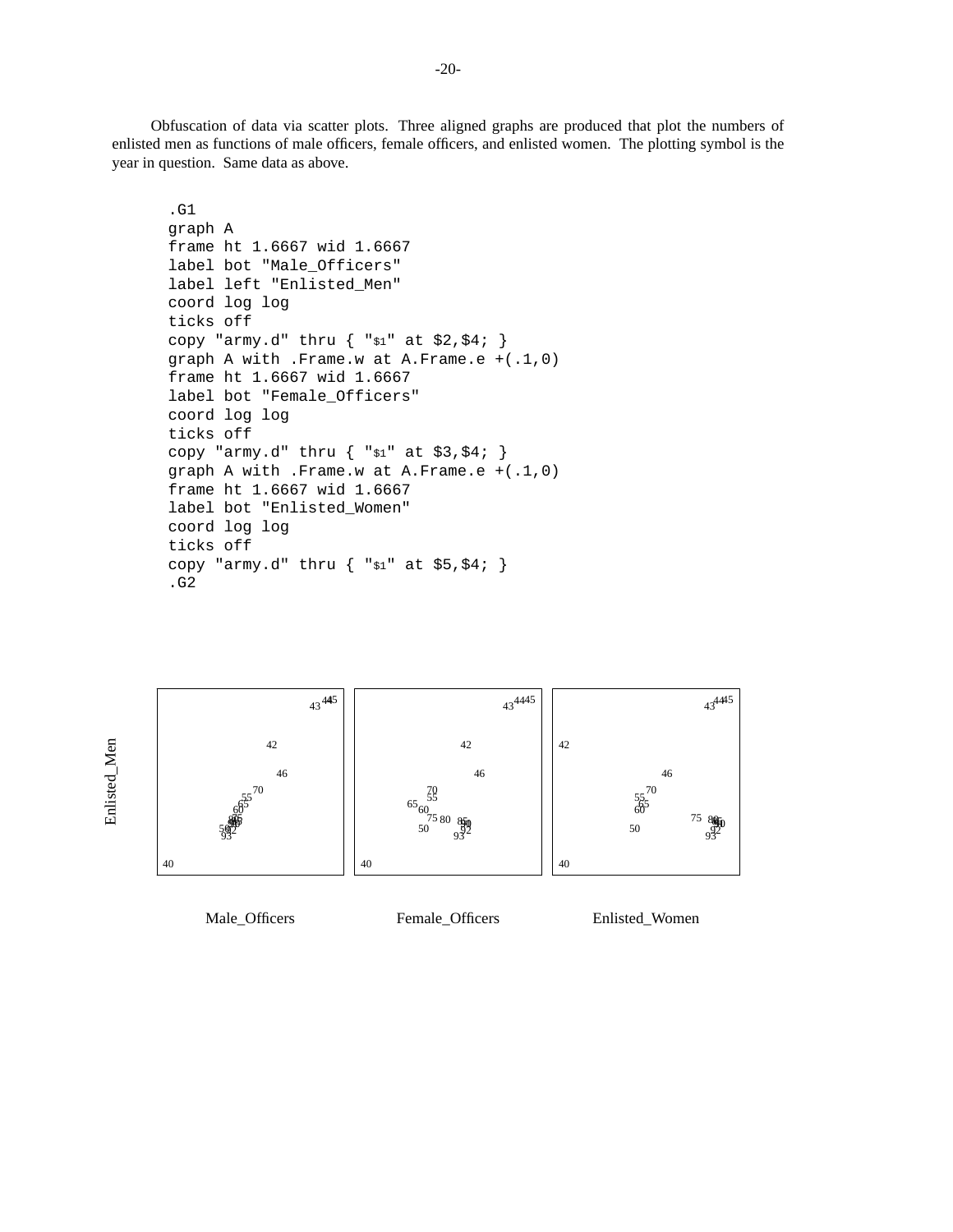Obfuscation of data via scatter plots. Three aligned graphs are produced that plot the numbers of enlisted men as functions of male officers, female officers, and enlisted women. The plotting symbol is the year in question. Same data as above.

```
.G1
graph A
frame ht 1.6667 wid 1.6667
label bot "Male_Officers"
label left "Enlisted_Men"
coord log log
ticks off
copy "army.d" thru { "$1" at $2,$4; }
graph A with .Frame.w at A.Frame.e +(.1,0)
frame ht 1.6667 wid 1.6667
label bot "Female_Officers"
coord log log
ticks off
copy "army.d" thru { "$1" at $3,$4; }
graph A with .Frame.w at A.Frame.e +(.1,0)
frame ht 1.6667 wid 1.6667
label bot "Enlisted_Women"
coord log log
ticks off
copy "army.d" thru { "$1" at $5,$4; }
.G2
```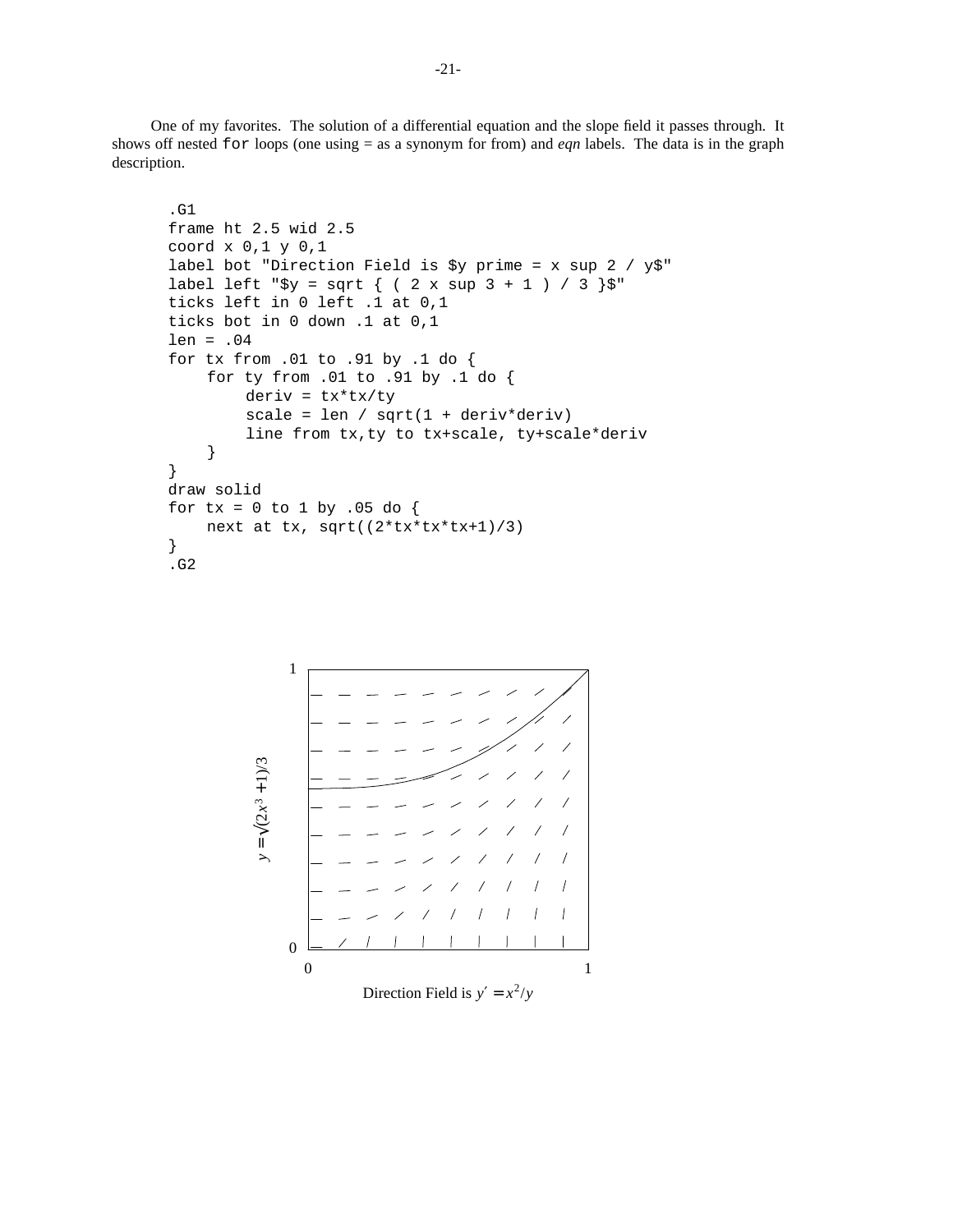One of my favorites. The solution of a differential equation and the slope field it passes through. It shows off nested `for` loops (one using = as a synonym for from) and *eqn* labels. The data is in the graph description.

```
.G1
frame ht 2.5 wid 2.5
coord x 0,1 y 0,1
label bot "Direction Field is $y prime = x sup 2 / y$"
label left "$y = sqrt { ( 2 x sup 3 + 1 ) / 3 }$"
ticks left in 0 left .1 at 0,1
ticks bot in 0 down .1 at 0,1
len = .04
for tx from .01 to .91 by .1 do {
    for ty from .01 to .91 by .1 do {
        deriv = tx*tx/ty
        scale = len / sqrt(1 + deriv*deriv)
        line from tx,ty to tx+scale, ty+scale*deriv
    }
}
draw solid
for tx = 0 to 1 by .05 do {
    next at tx, sqrt((2*tx*tx*tx+1)/3)
}
.G2
```

Direction Field is $y' = x^2/y$

$y = \sqrt{(2x^3 + 1)/3}$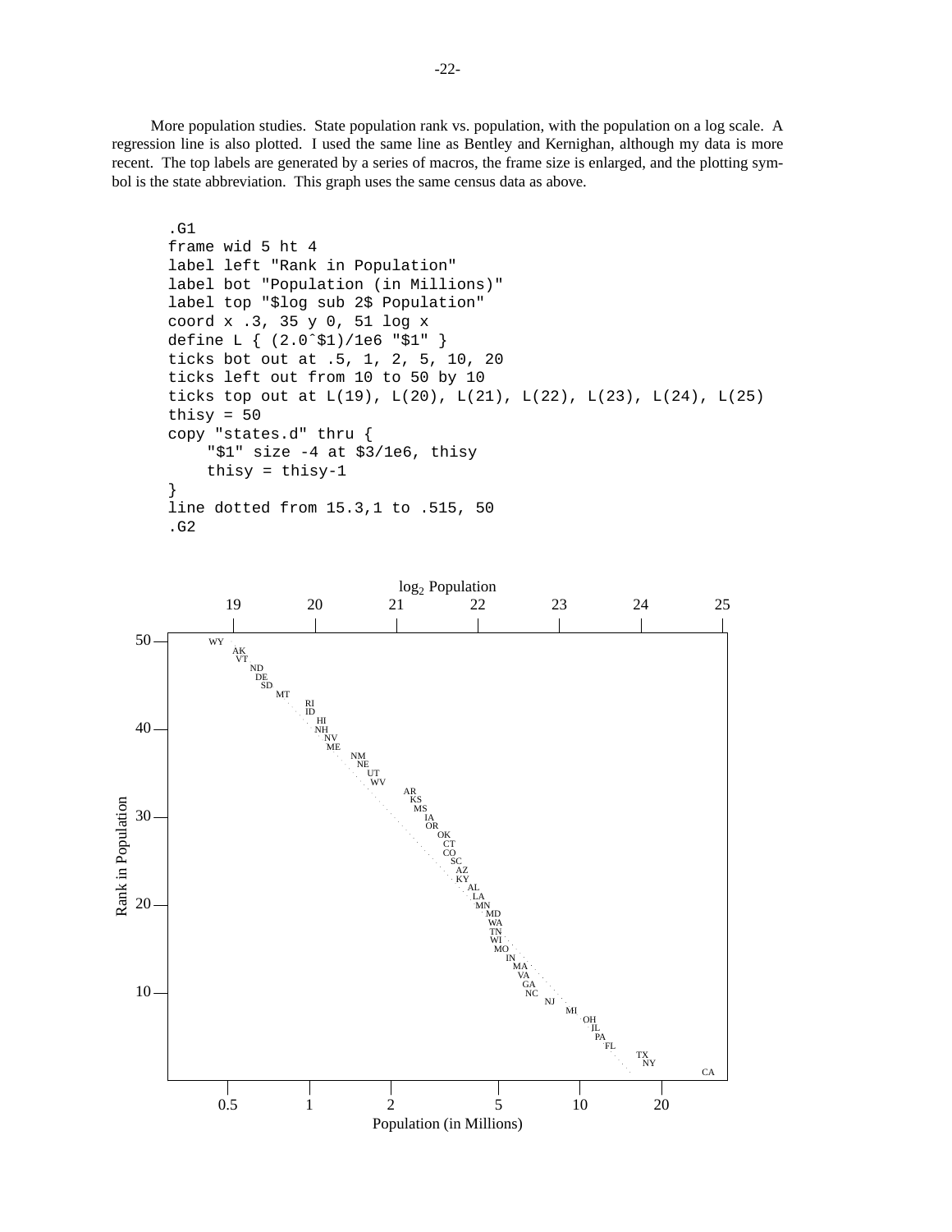More population studies. State population rank vs. population, with the population on a log scale. A regression line is also plotted. I used the same line as Bentley and Kernighan, although my data is more recent. The top labels are generated by a series of macros, the frame size is enlarged, and the plotting symbol is the state abbreviation. This graph uses the same census data as above.

```
.G1
frame wid 5 ht 4
label left "Rank in Population"
label bot "Population (in Millions)"
label top "$log sub 2$ Population"
coord x .3, 35 y 0, 51 log x
define L { (2.0ˆ$1)/1e6 "$1" }
ticks bot out at .5, 1, 2, 5, 10, 20
ticks left out from 10 to 50 by 10
ticks top out at L(19), L(20), L(21), L(22), L(23), L(24), L(25)
thisy = 50
copy "states.d" thru {
    "$1" size -4 at $3/1e6, thisy
    thisy = thisy-1
}
line dotted from 15.3,1 to .515, 50
.G2
```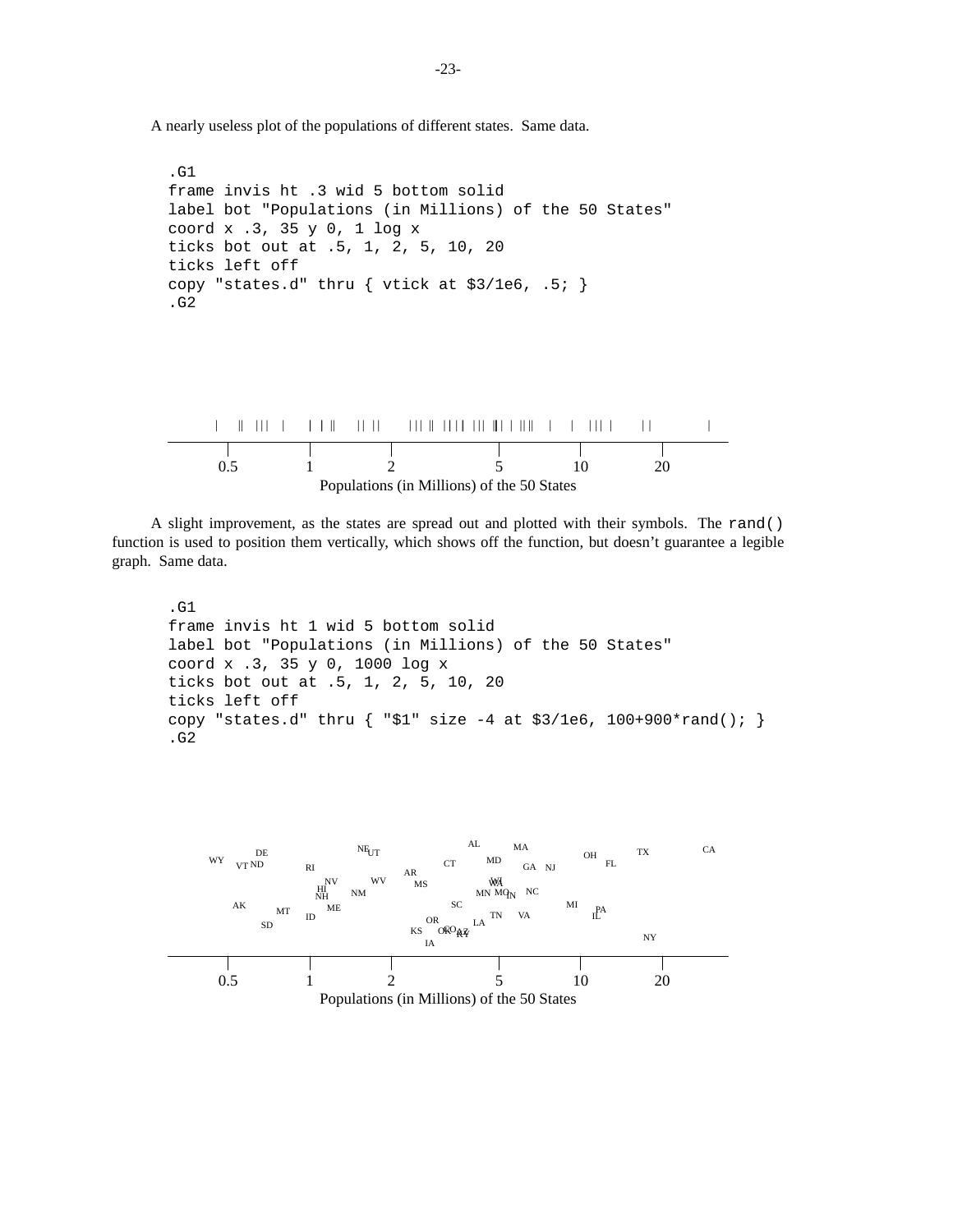A nearly useless plot of the populations of different states. Same data.

```
.G1
frame invis ht .3 wid 5 bottom solid
label bot "Populations (in Millions) of the 50 States"
coord x .3, 35 y 0, 1 log x
ticks bot out at .5, 1, 2, 5, 10, 20
ticks left off
copy "states.d" thru { vtick at $3/1e6, .5; }
.G2
```

A slight improvement, as the states are spread out and plotted with their symbols. The `rand()` function is used to position them vertically, which shows off the function, but doesn't guarantee a legible graph. Same data.

```
.G1
frame invis ht 1 wid 5 bottom solid
label bot "Populations (in Millions) of the 50 States"
coord x .3, 35 y 0, 1000 log x
ticks bot out at .5, 1, 2, 5, 10, 20
ticks left off
copy "states.d" thru { "$1" size -4 at $3/1e6, 100+900*rand(); }
.G2
```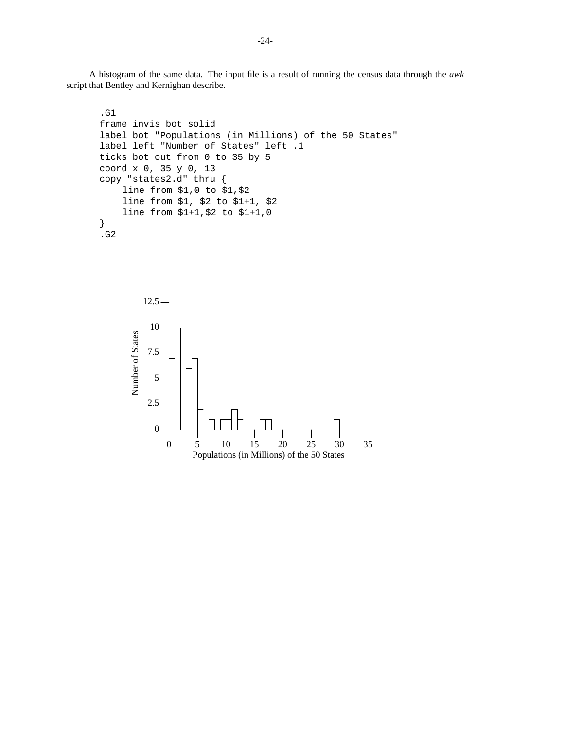A histogram of the same data. The input file is a result of running the census data through the *awk* script that Bentley and Kernighan describe.

```
.G1
frame invis bot solid
label bot "Populations (in Millions) of the 50 States"
label left "Number of States" left .1
ticks bot out from 0 to 35 by 5
coord x 0, 35 y 0, 13
copy "states2.d" thru {
    line from $1,0 to $1,$2
    line from $1, $2 to $1+1, $2
    line from $1+1,$2 to $1+1,0
}
.G2
```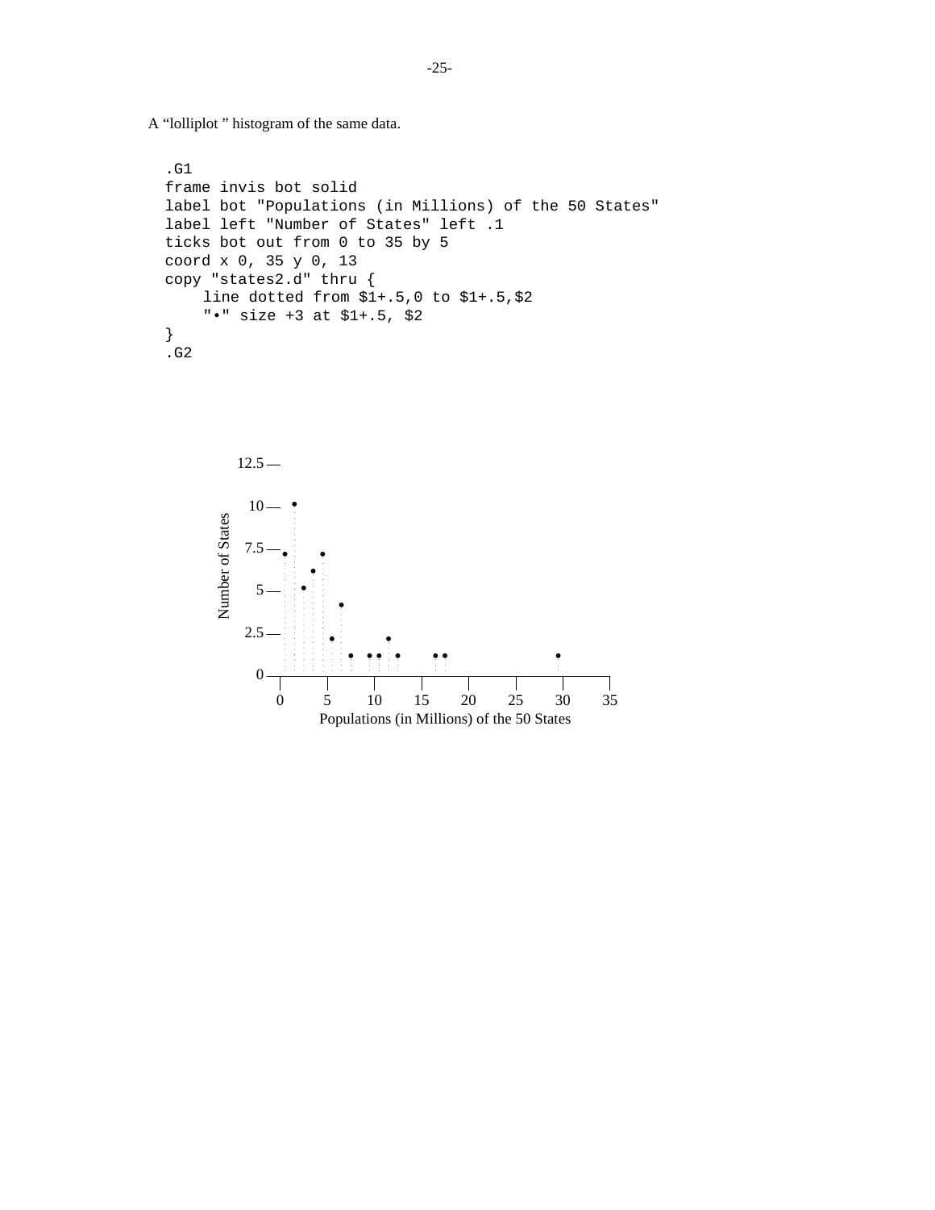A “lolliplot ” histogram of the same data.

```
.G1
frame invis bot solid
label bot "Populations (in Millions) of the 50 States"
label left "Number of States" left .1
ticks bot out from 0 to 35 by 5
coord x 0, 35 y 0, 13
copy "states2.d" thru {
    line dotted from $1+.5,0 to $1+.5,$2
    "•" size +3 at $1+.5, $2
}
.G2
```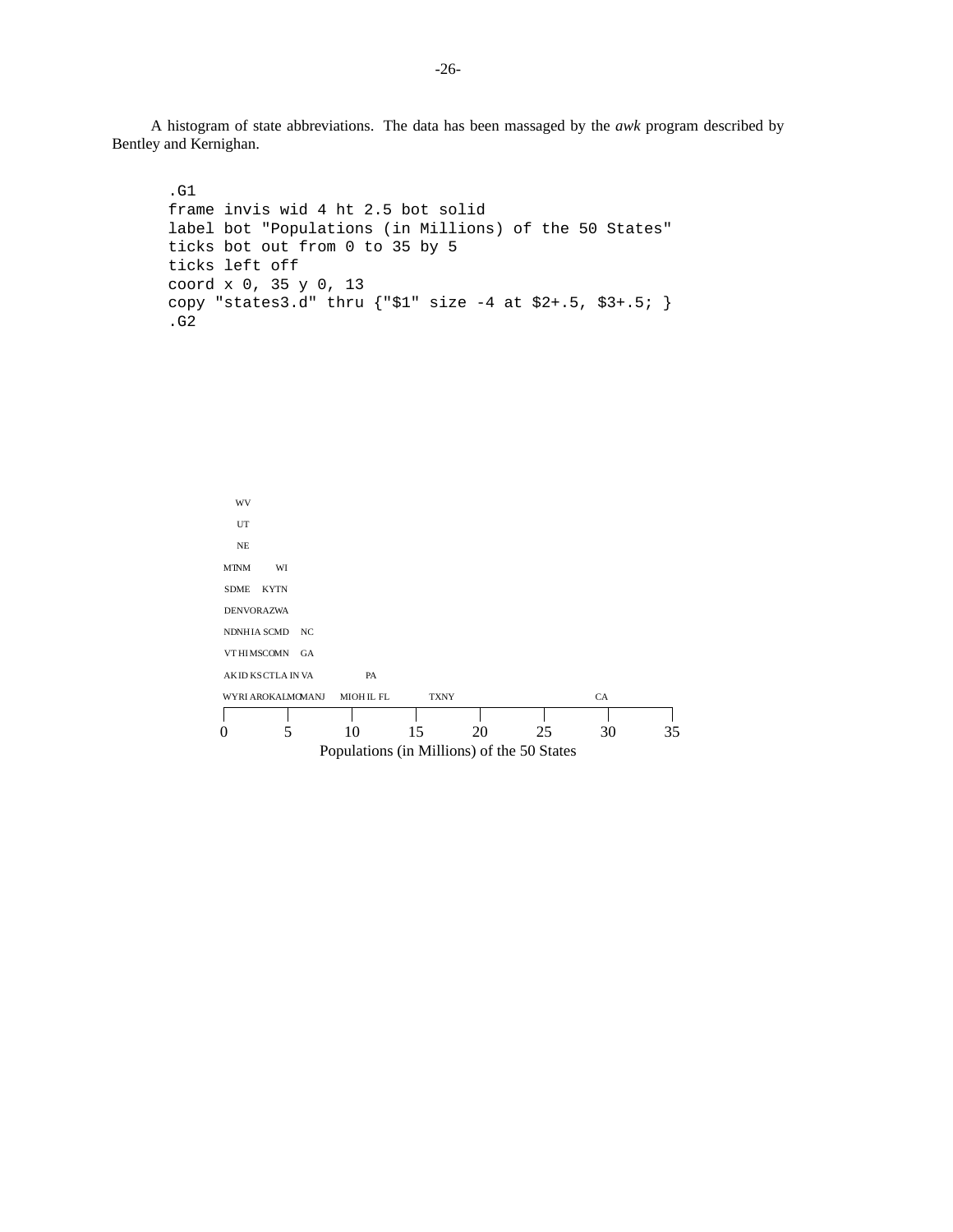A histogram of state abbreviations. The data has been massaged by the *awk* program described by Bentley and Kernighan.

```
.G1
frame invis wid 4 ht 2.5 bot solid
label bot "Populations (in Millions) of the 50 States"
ticks bot out from 0 to 35 by 5
ticks left off
coord x 0, 35 y 0, 13
copy "states3.d" thru {"$1" size -4 at $2+.5, $3+.5; }
.G2
```

```
 WV
 UT
 NE
MTNM    WI
SDME  KYTN
DENVORAZWA
NDNHIA SCMD  NC
VT HIMSCOMN  GA
AKID KSCTLA IN VA        PA
WYRI AROKALMOMANJ   MIOH IL FL     TXNY                   CA
|      |      |      |      |      |      |      |
0      5      10     15     20     25     30     35
        Populations (in Millions) of the 50 States
```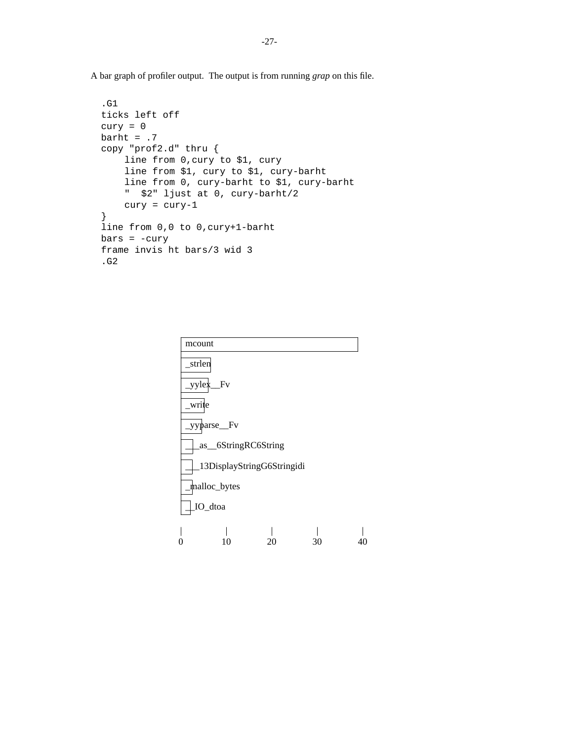A bar graph of profiler output. The output is from running *grap* on this file.

```
.G1
ticks left off
cury = 0
barht = .7
copy "prof2.d" thru {
     line from 0,cury to $1, cury
     line from $1, cury to $1, cury-barht
     line from 0, cury-barht to $1, cury-barht
     "  $2" ljust at 0, cury-barht/2
     cury = cury-1
}
line from 0,0 to 0,cury+1-barht
bars = -cury
frame invis ht bars/3 wid 3
.G2
```

mcount

_strlen

_yylex__Fv

_write

_yyparse__Fv

___as__6StringRC6String

___13DisplayStringG6Stringidi

_malloc_bytes

__IO_dtoa

0 10 20 30 40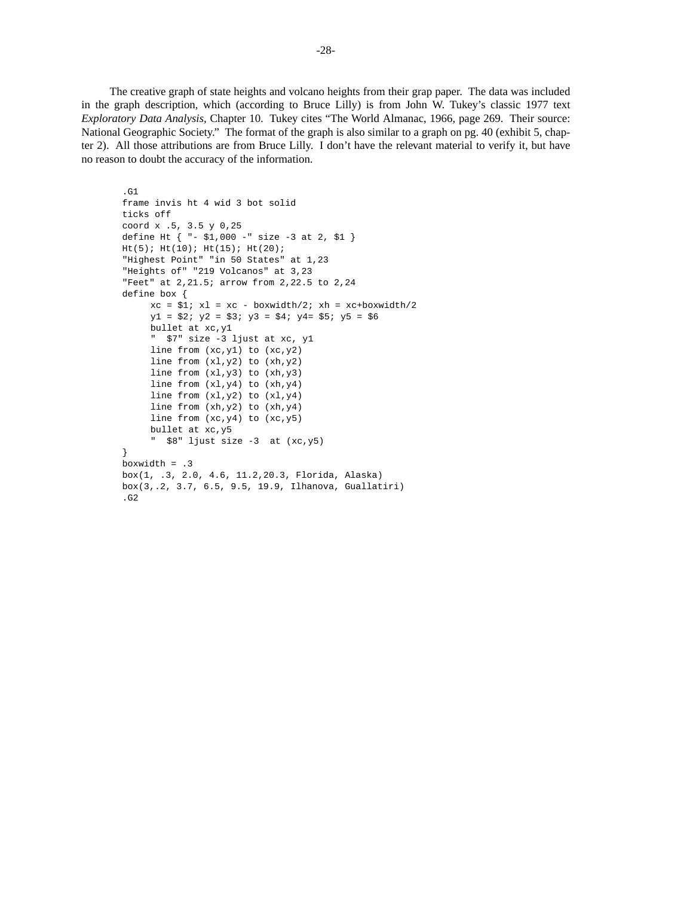The creative graph of state heights and volcano heights from their grap paper. The data was included in the graph description, which (according to Bruce Lilly) is from John W. Tukey's classic 1977 text *Exploratory Data Analysis*, Chapter 10. Tukey cites "The World Almanac, 1966, page 269. Their source: National Geographic Society." The format of the graph is also similar to a graph on pg. 40 (exhibit 5, chapter 2). All those attributions are from Bruce Lilly. I don't have the relevant material to verify it, but have no reason to doubt the accuracy of the information.

```
.G1
frame invis ht 4 wid 3 bot solid
ticks off
coord x .5, 3.5 y 0,25
define Ht { "- $1,000 -" size -3 at 2, $1 }
Ht(5); Ht(10); Ht(15); Ht(20);
"Highest Point" "in 50 States" at 1,23
"Heights of" "219 Volcanos" at 3,23
"Feet" at 2,21.5; arrow from 2,22.5 to 2,24
define box {
     xc = $1; xl = xc - boxwidth/2; xh = xc+boxwidth/2
     y1 = $2; y2 = $3; y3 = $4; y4= $5; y5 = $6
     bullet at xc,y1
     "  $7" size -3 ljust at xc, y1
     line from (xc,y1) to (xc,y2)
     line from (xl,y2) to (xh,y2)
     line from (xl,y3) to (xh,y3)
     line from (xl,y4) to (xh,y4)
     line from (xl,y2) to (xl,y4)
     line from (xh,y2) to (xh,y4)
     line from (xc,y4) to (xc,y5)
     bullet at xc,y5
     "  $8" ljust size -3  at (xc,y5)
}
boxwidth = .3
box(1, .3, 2.0, 4.6, 11.2,20.3, Florida, Alaska)
box(3,.2, 3.7, 6.5, 9.5, 19.9, Ilhanova, Guallatiri)
.G2
```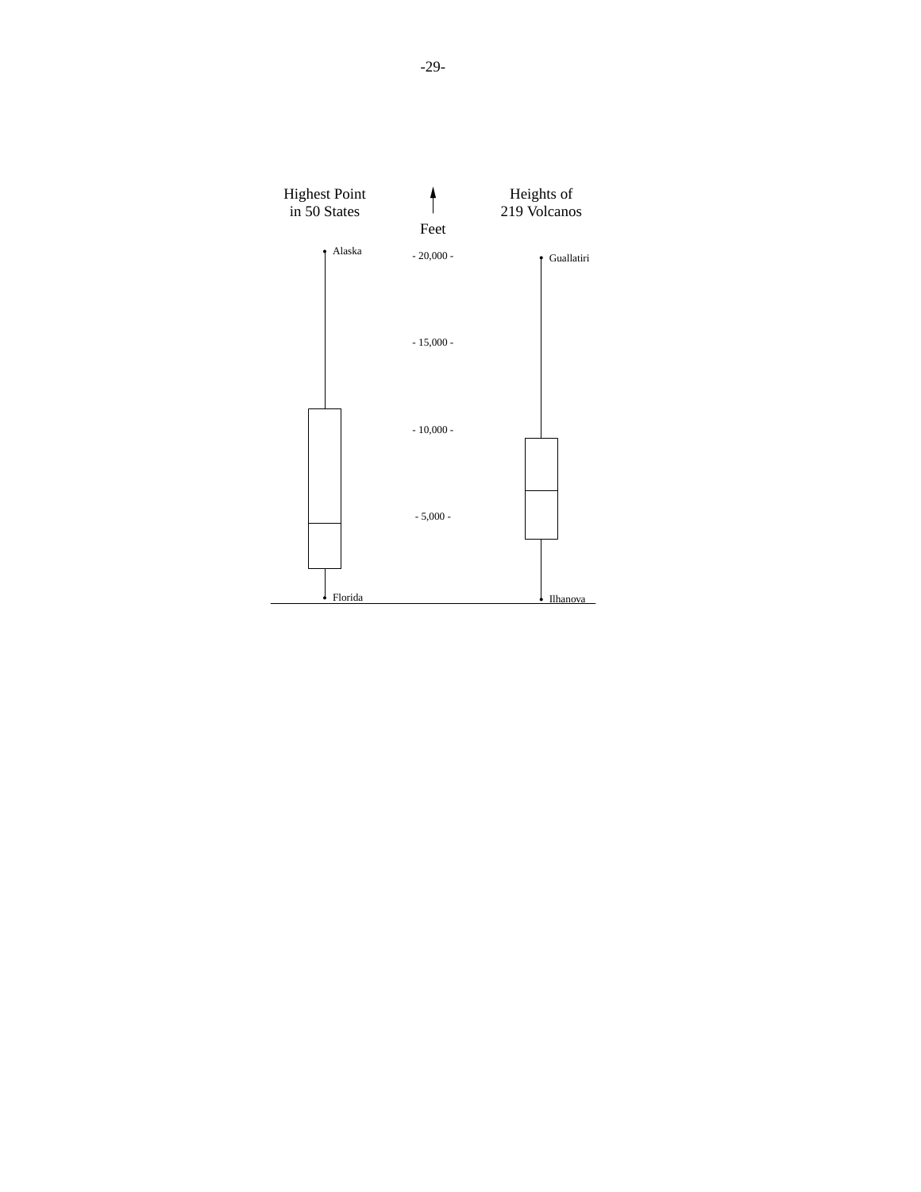Highest Point in 50 States

Feet

Heights of 219 Volcanos

Alaska

- 20,000 -

Guallatiri

- 15,000 -

- 10,000 -

- 5,000 -

Florida

Ilhanova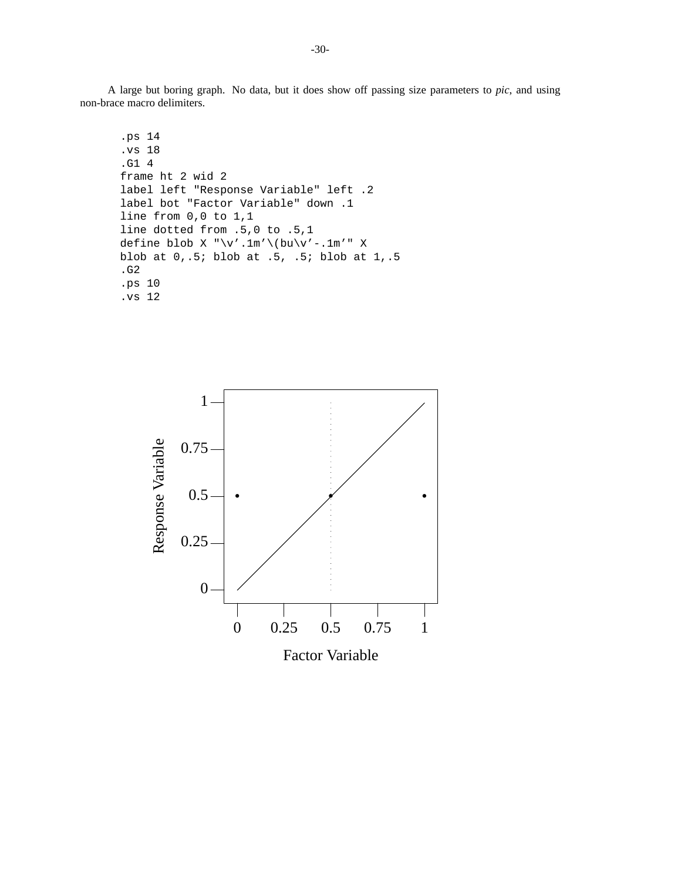A large but boring graph. No data, but it does show off passing size parameters to *pic*, and using non-brace macro delimiters.

```
.ps 14
.vs 18
.G1 4
frame ht 2 wid 2
label left "Response Variable" left .2
label bot "Factor Variable" down .1
line from 0,0 to 1,1
line dotted from .5,0 to .5,1
define blob X "\v'.1m'\(bu\v'-.1m'" X
blob at 0,.5; blob at .5, .5; blob at 1,.5
.G2
.ps 10
.vs 12
```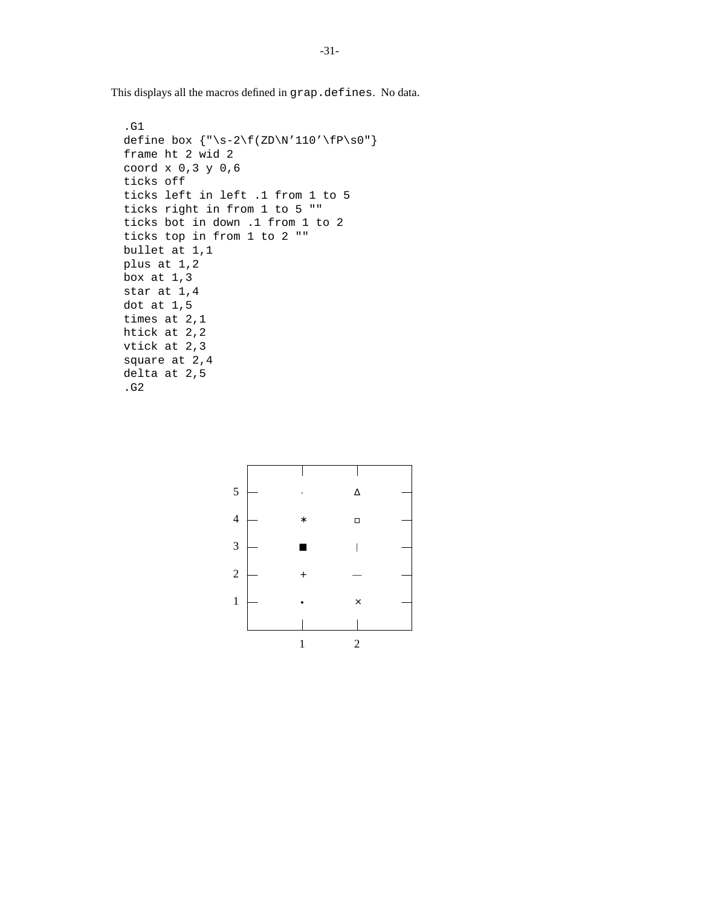This displays all the macros defined in `grap.defines`. No data.

```
.G1
define box {"\s-2\f(ZD\N'110'\fP\s0"}
frame ht 2 wid 2
coord x 0,3 y 0,6
ticks off
ticks left in left .1 from 1 to 5
ticks right in from 1 to 5 ""
ticks bot in down .1 from 1 to 2
ticks top in from 1 to 2 ""
bullet at 1,1
plus at 1,2
box at 1,3
star at 1,4
dot at 1,5
times at 2,1
htick at 2,2
vtick at 2,3
square at 2,4
delta at 2,5
.G2
```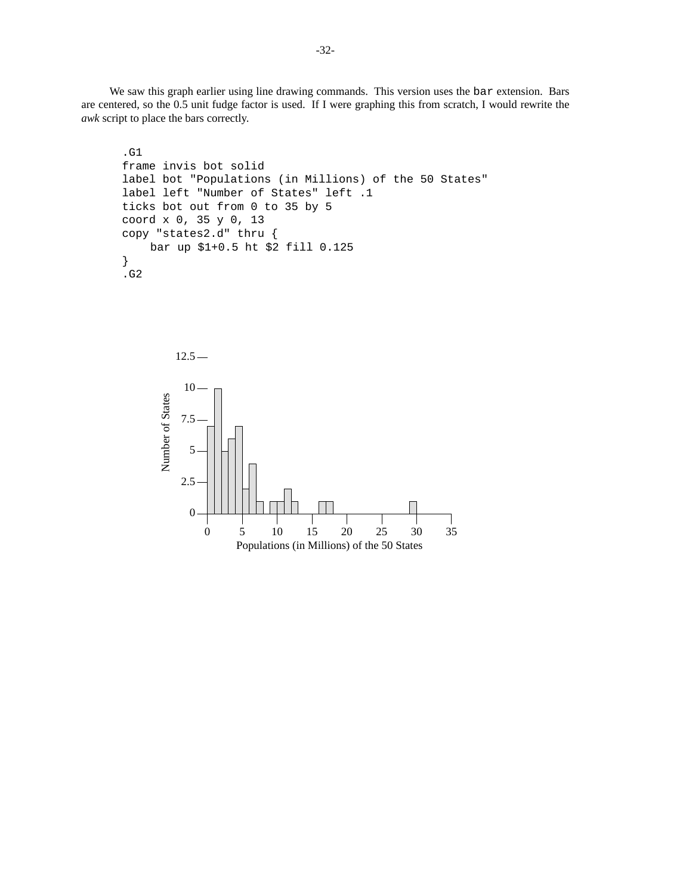We saw this graph earlier using line drawing commands. This version uses the `bar` extension. Bars are centered, so the 0.5 unit fudge factor is used. If I were graphing this from scratch, I would rewrite the *awk* script to place the bars correctly.

```
.G1
frame invis bot solid
label bot "Populations (in Millions) of the 50 States"
label left "Number of States" left .1
ticks bot out from 0 to 35 by 5
coord x 0, 35 y 0, 13
copy "states2.d" thru {
    bar up $1+0.5 ht $2 fill 0.125
}
.G2
```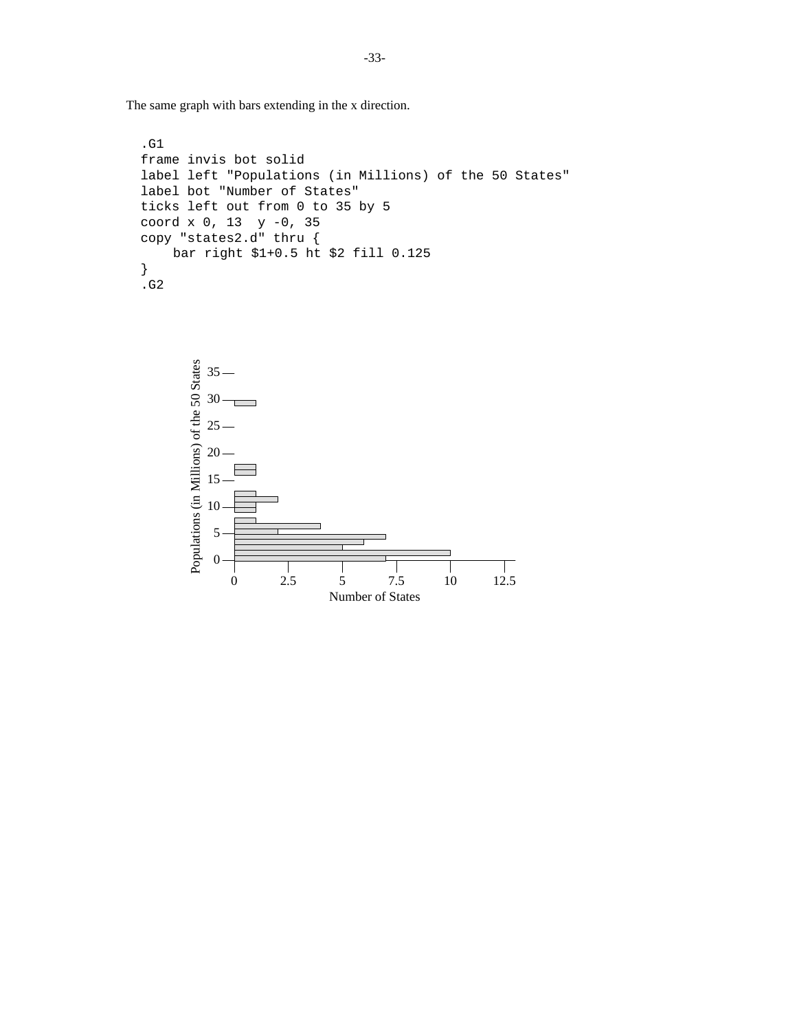The same graph with bars extending in the x direction.

```
.G1
frame invis bot solid
label left "Populations (in Millions) of the 50 States"
label bot "Number of States"
ticks left out from 0 to 35 by 5
coord x 0, 13  y -0, 35
copy "states2.d" thru {
    bar right $1+0.5 ht $2 fill 0.125
}
.G2
```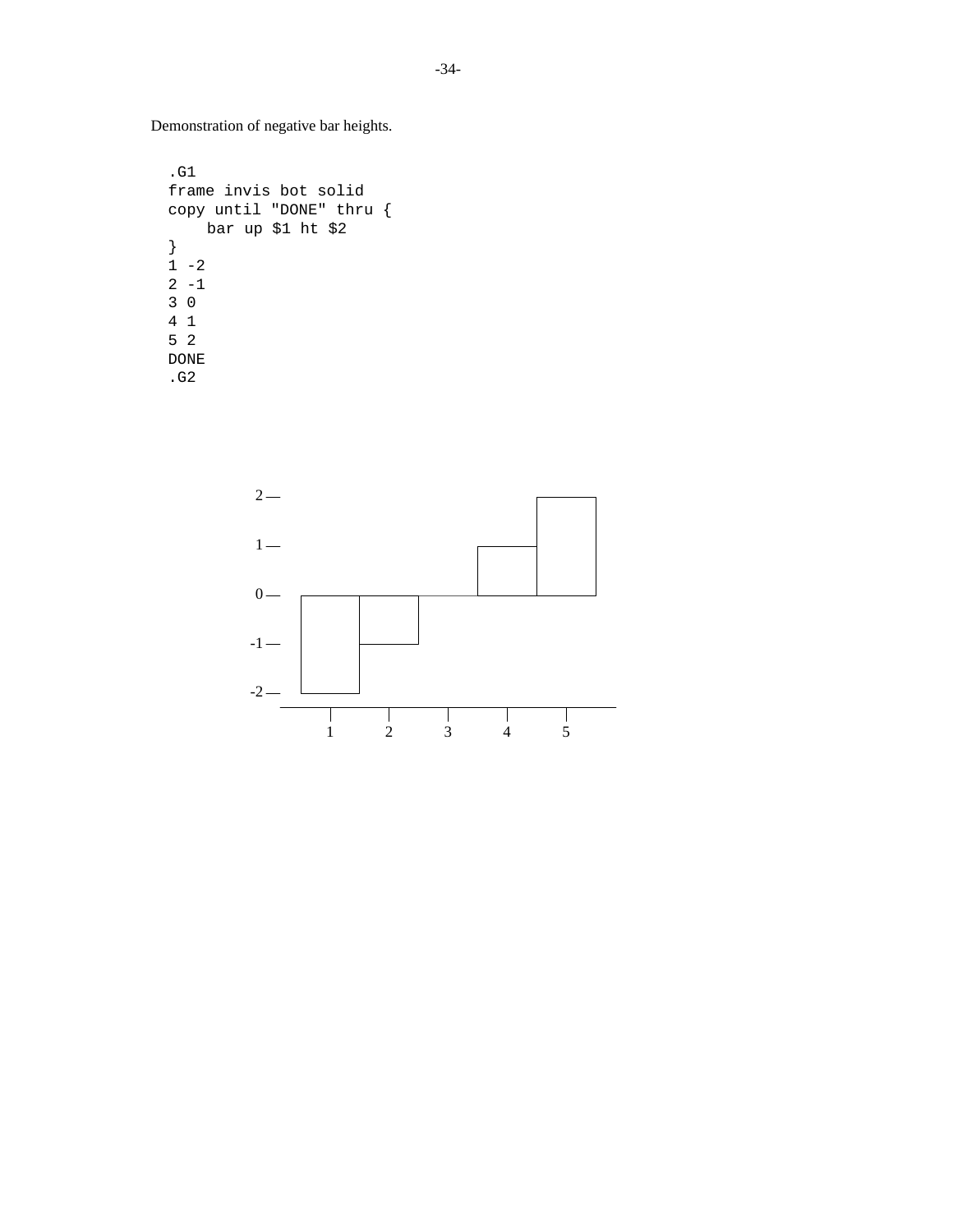Demonstration of negative bar heights.

```
.G1
frame invis bot solid
copy until "DONE" thru {
    bar up $1 ht $2
}
1 -2
2 -1
3 0
4 1
5 2
DONE
.G2
```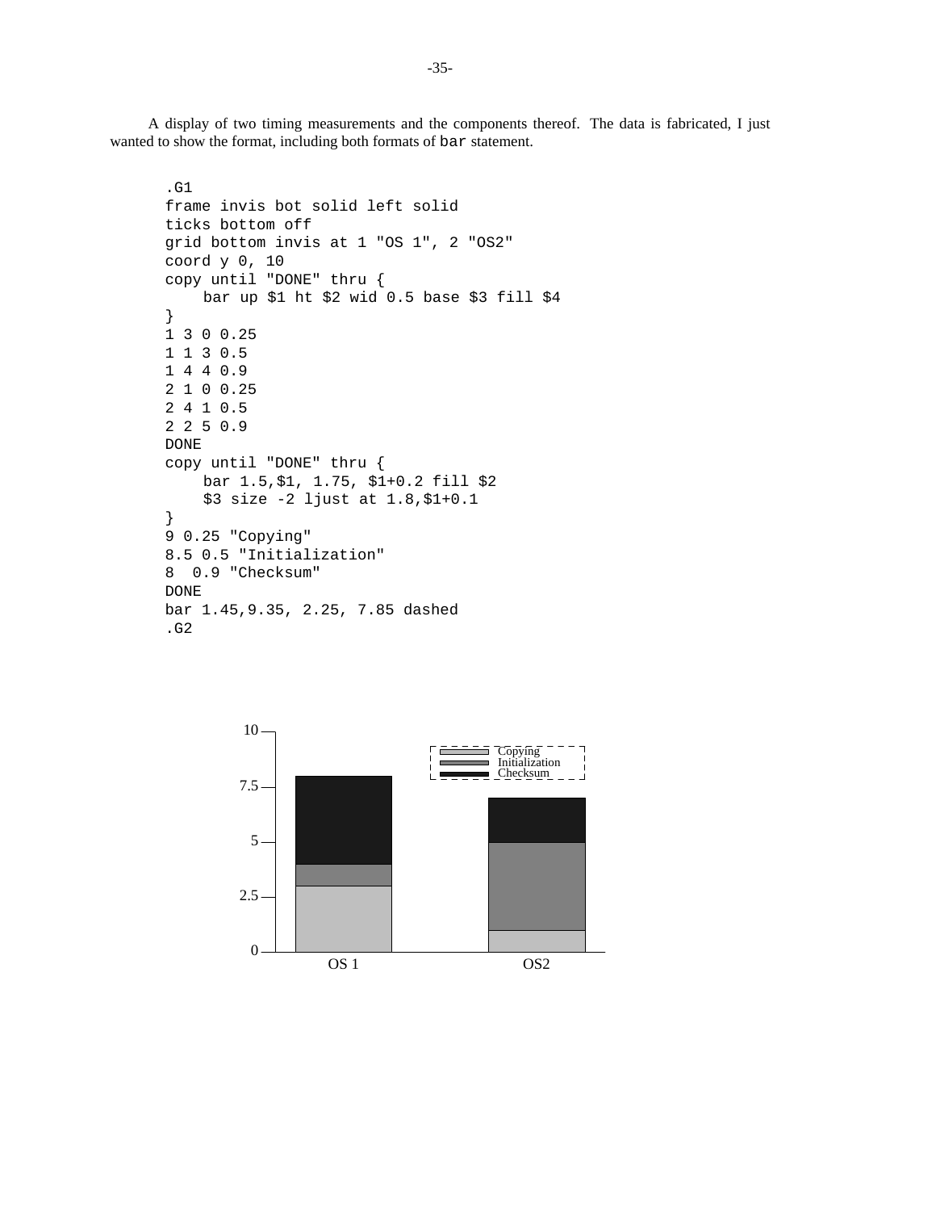A display of two timing measurements and the components thereof. The data is fabricated, I just wanted to show the format, including both formats of `bar` statement.

```
.G1
frame invis bot solid left solid
ticks bottom off
grid bottom invis at 1 "OS 1", 2 "OS2"
coord y 0, 10
copy until "DONE" thru {
    bar up $1 ht $2 wid 0.5 base $3 fill $4
}
1 3 0 0.25
1 1 3 0.5
1 4 4 0.9
2 1 0 0.25
2 4 1 0.5
2 2 5 0.9
DONE
copy until "DONE" thru {
    bar 1.5,$1, 1.75, $1+0.2 fill $2
    $3 size -2 ljust at 1.8,$1+0.1
}
9 0.25 "Copying"
8.5 0.5 "Initialization"
8  0.9 "Checksum"
DONE
bar 1.45,9.35, 2.25, 7.85 dashed
.G2
```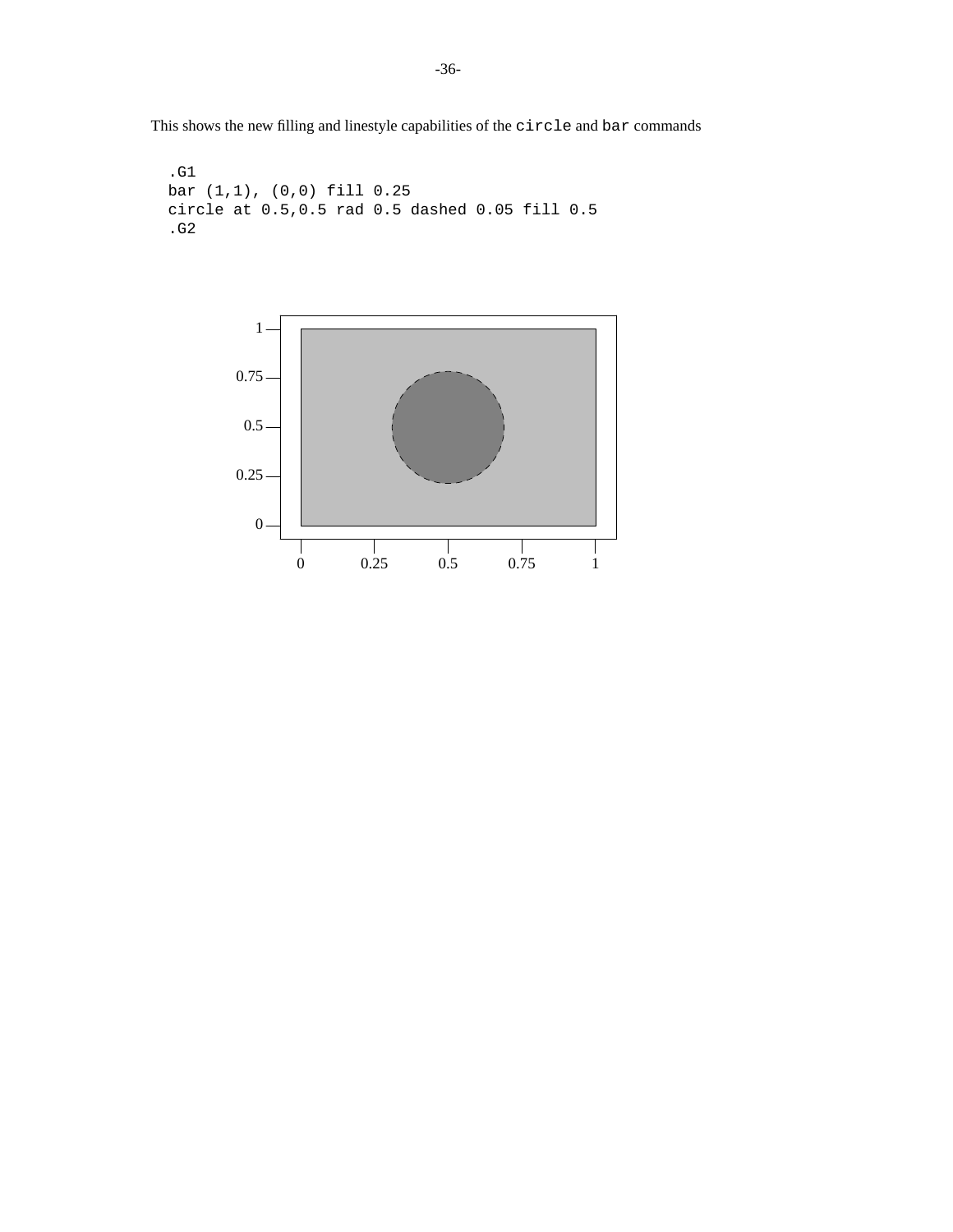This shows the new filling and linestyle capabilities of the `circle` and `bar` commands

```
.G1
bar (1,1), (0,0) fill 0.25
circle at 0.5,0.5 rad 0.5 dashed 0.05 fill 0.5
.G2
```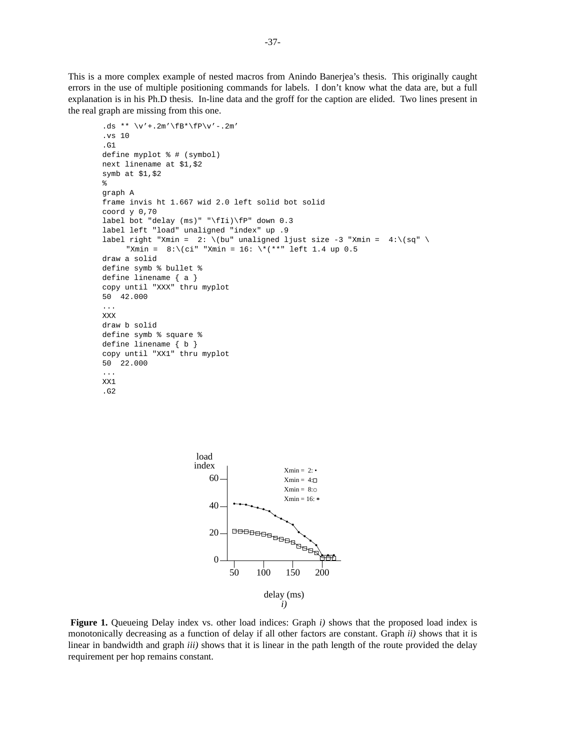This is a more complex example of nested macros from Anindo Banerjea's thesis. This originally caught errors in the use of multiple positioning commands for labels. I don't know what the data are, but a full explanation is in his Ph.D thesis. In-line data and the groff for the caption are elided. Two lines present in the real graph are missing from this one.

```
.ds ** \v'+.2m'\fB*\fP\v'-.2m'
.vs 10
.G1
define myplot % # (symbol)
next linename at $1,$2
symb at $1,$2
%
graph A
frame invis ht 1.667 wid 2.0 left solid bot solid
coord y 0,70
label bot "delay (ms)" "\fIi)\fP" down 0.3
label left "load" unaligned "index" up .9
label right "Xmin =  2: \(bu" unaligned ljust size -3 "Xmin =  4:\(sq" \
     "Xmin =  8:\(ci" "Xmin = 16: \*(**" left 1.4 up 0.5
draw a solid
define symb % bullet %
define linename { a }
copy until "XXX" thru myplot
50  42.000
...
XXX
draw b solid
define symb % square %
define linename { b }
copy until "XX1" thru myplot
50  22.000
...
XX1
.G2
```

**Figure 1.** Queueing Delay index vs. other load indices: Graph *i)* shows that the proposed load index is monotonically decreasing as a function of delay if all other factors are constant. Graph *ii)* shows that it is linear in bandwidth and graph *iii)* shows that it is linear in the path length of the route provided the delay requirement per hop remains constant.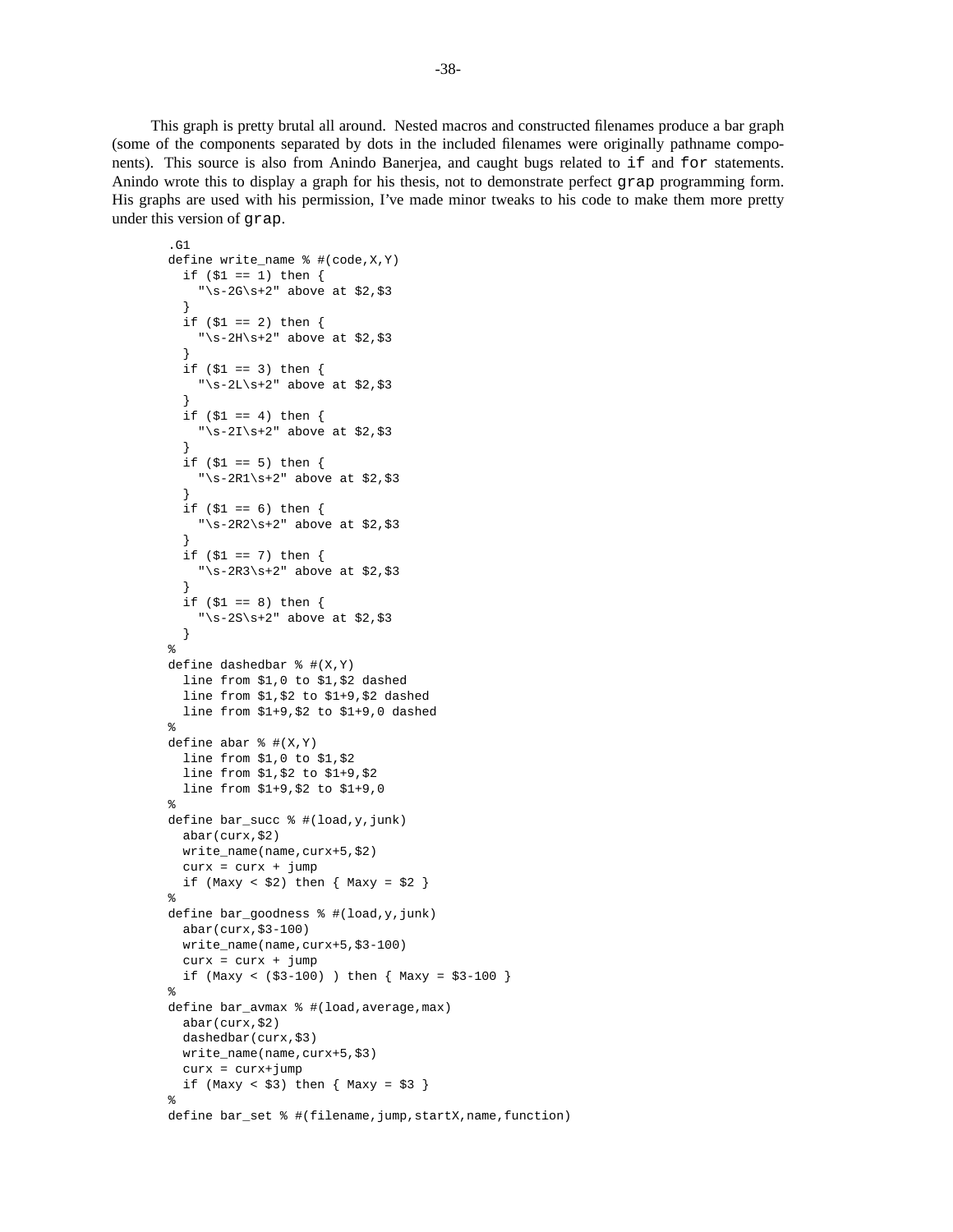This graph is pretty brutal all around. Nested macros and constructed filenames produce a bar graph (some of the components separated by dots in the included filenames were originally pathname components). This source is also from Anindo Banerjea, and caught bugs related to `if` and `for` statements. Anindo wrote this to display a graph for his thesis, not to demonstrate perfect `grap` programming form. His graphs are used with his permission, I've made minor tweaks to his code to make them more pretty under this version of `grap`.

```
.G1
define write_name % #(code,X,Y)
  if ($1 == 1) then {
    "\s-2G\s+2" above at $2,$3
  }
  if ($1 == 2) then {
    "\s-2H\s+2" above at $2,$3
  }
  if ($1 == 3) then {
    "\s-2L\s+2" above at $2,$3
  }
  if ($1 == 4) then {
    "\s-2I\s+2" above at $2,$3
  }
  if ($1 == 5) then {
    "\s-2R1\s+2" above at $2,$3
  }
  if ($1 == 6) then {
    "\s-2R2\s+2" above at $2,$3
  }
  if ($1 == 7) then {
    "\s-2R3\s+2" above at $2,$3
  }
  if ($1 == 8) then {
    "\s-2S\s+2" above at $2,$3
  }
%
define dashedbar % #(X,Y)
  line from $1,0 to $1,$2 dashed
  line from $1,$2 to $1+9,$2 dashed
  line from $1+9,$2 to $1+9,0 dashed
%
define abar % #(X,Y)
  line from $1,0 to $1,$2
  line from $1,$2 to $1+9,$2
  line from $1+9,$2 to $1+9,0
%
define bar_succ % #(load,y,junk)
  abar(curx,$2)
  write_name(name,curx+5,$2)
  curx = curx + jump
  if (Maxy < $2) then { Maxy = $2 }
%
define bar_goodness % #(load,y,junk)
  abar(curx,$3-100)
  write_name(name,curx+5,$3-100)
  curx = curx + jump
  if (Maxy < ($3-100) ) then { Maxy = $3-100 }
%
define bar_avmax % #(load,average,max)
  abar(curx,$2)
  dashedbar(curx,$3)
  write_name(name,curx+5,$3)
  curx = curx+jump
  if (Maxy < $3) then { Maxy = $3 }
%
define bar_set % #(filename,jump,startX,name,function)
```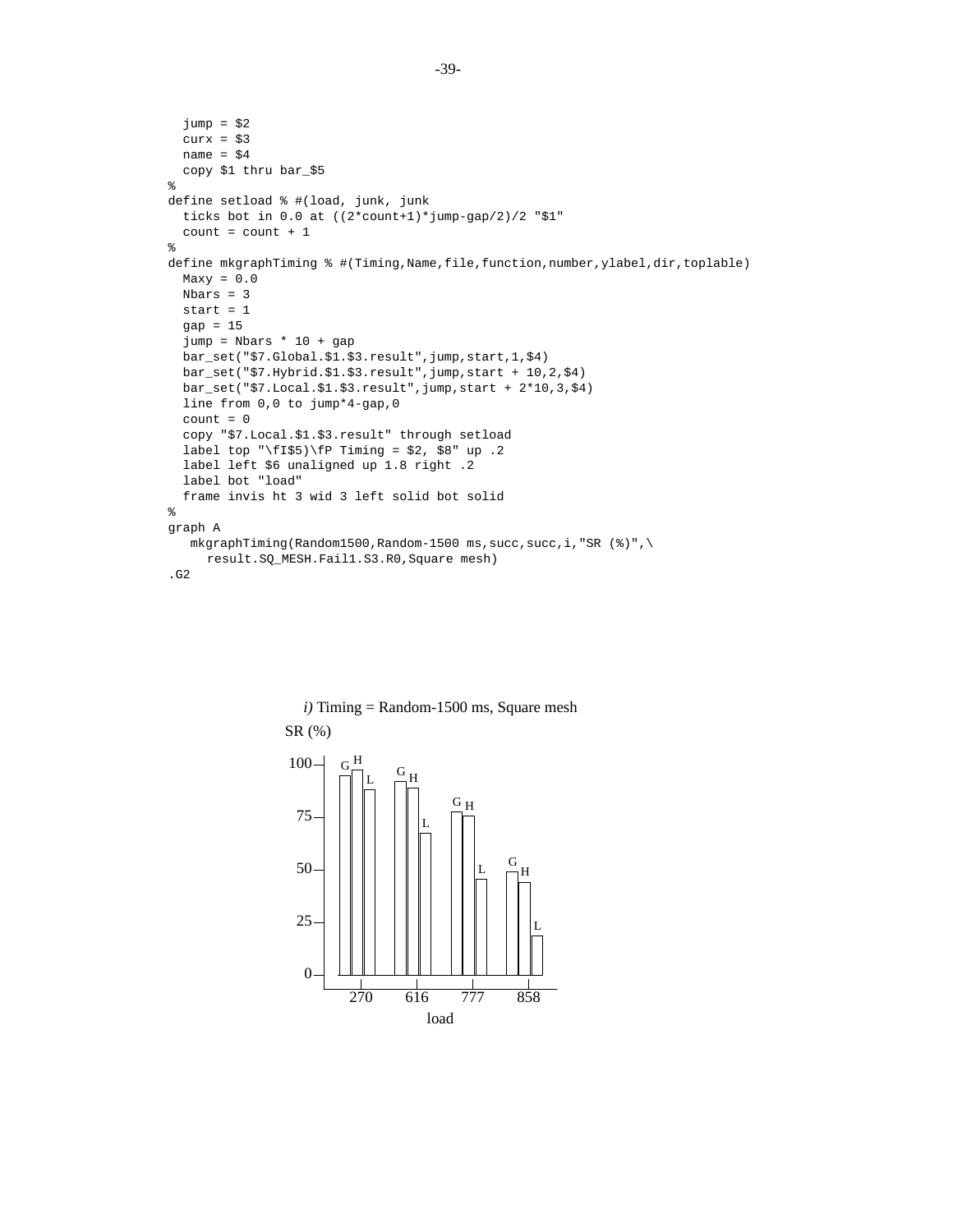```
  jump = $2
  curx = $3
  name = $4
  copy $1 thru bar_$5
%
define setload % #(load, junk, junk
  ticks bot in 0.0 at ((2*count+1)*jump-gap/2)/2 "$1"
  count = count + 1
%
define mkgraphTiming % #(Timing,Name,file,function,number,ylabel,dir,toplable)
  Maxy = 0.0
  Nbars = 3
  start = 1
  gap = 15
  jump = Nbars * 10 + gap
  bar_set("$7.Global.$1.$3.result",jump,start,1,$4)
  bar_set("$7.Hybrid.$1.$3.result",jump,start + 10,2,$4)
  bar_set("$7.Local.$1.$3.result",jump,start + 2*10,3,$4)
  line from 0,0 to jump*4-gap,0
  count = 0
  copy "$7.Local.$1.$3.result" through setload
  label top "\fI$5)\fP Timing = $2, $8" up .2
  label left $6 unaligned up 1.8 right .2
  label bot "load"
  frame invis ht 3 wid 3 left solid bot solid
%
graph A
   mkgraphTiming(Random1500,Random-1500 ms,succ,succ,i,"SR (%)",\
     result.SQ_MESH.Fail1.S3.R0,Square mesh)
.G2
```

*i)* Timing = Random-1500 ms, Square mesh

SR (%)

| load | G | H | L |
|---|---|---|---|
| 270 | ~95 | ~98 | ~88 |
| 616 | ~92 | ~89 | ~67 |
| 777 | ~78 | ~76 | ~46 |
| 858 | ~49 | ~44 | ~19 |

load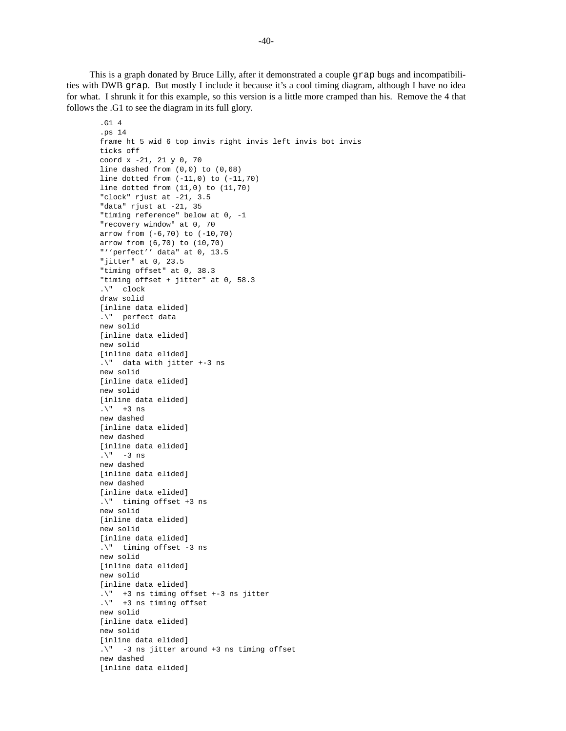This is a graph donated by Bruce Lilly, after it demonstrated a couple `grap` bugs and incompatibilities with DWB `grap`. But mostly I include it because it's a cool timing diagram, although I have no idea for what. I shrunk it for this example, so this version is a little more cramped than his. Remove the 4 that follows the .G1 to see the diagram in its full glory.

```
.G1 4
.ps 14
frame ht 5 wid 6 top invis right invis left invis bot invis
ticks off
coord x -21, 21 y 0, 70
line dashed from (0,0) to (0,68)
line dotted from (-11,0) to (-11,70)
line dotted from (11,0) to (11,70)
"clock" rjust at -21, 3.5
"data" rjust at -21, 35
"timing reference" below at 0, -1
"recovery window" at 0, 70
arrow from (-6,70) to (-10,70)
arrow from (6,70) to (10,70)
"‘‘perfect’’ data" at 0, 13.5
"jitter" at 0, 23.5
"timing offset" at 0, 38.3
"timing offset + jitter" at 0, 58.3
.\"  clock
draw solid
[inline data elided]
.\"  perfect data
new solid
[inline data elided]
new solid
[inline data elided]
.\"  data with jitter +-3 ns
new solid
[inline data elided]
new solid
[inline data elided]
.\"  +3 ns
new dashed
[inline data elided]
new dashed
[inline data elided]
.\"  -3 ns
new dashed
[inline data elided]
new dashed
[inline data elided]
.\"  timing offset +3 ns
new solid
[inline data elided]
new solid
[inline data elided]
.\"  timing offset -3 ns
new solid
[inline data elided]
new solid
[inline data elided]
.\"  +3 ns timing offset +-3 ns jitter
.\"  +3 ns timing offset
new solid
[inline data elided]
new solid
[inline data elided]
.\"  -3 ns jitter around +3 ns timing offset
new dashed
[inline data elided]
```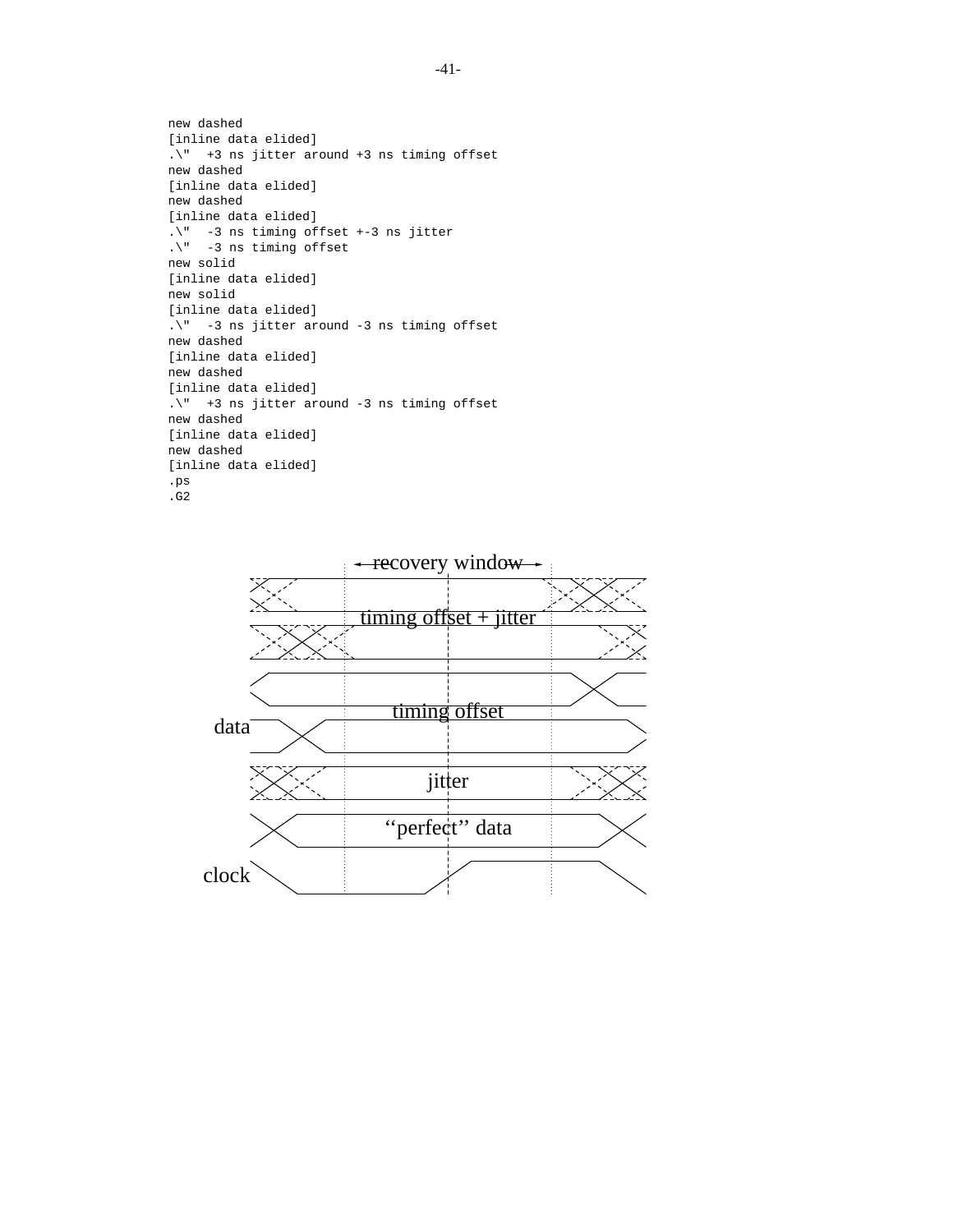```
new dashed
[inline data elided]
.\"  +3 ns jitter around +3 ns timing offset
new dashed
[inline data elided]
new dashed
[inline data elided]
.\"  -3 ns timing offset +-3 ns jitter
.\"  -3 ns timing offset
new solid
[inline data elided]
new solid
[inline data elided]
.\"  -3 ns jitter around -3 ns timing offset
new dashed
[inline data elided]
new dashed
[inline data elided]
.\"  +3 ns jitter around -3 ns timing offset
new dashed
[inline data elided]
new dashed
[inline data elided]
.ps
.G2
```

recovery window

timing offset + jitter

timing offset

data

jitter

‘‘perfect’’ data

clock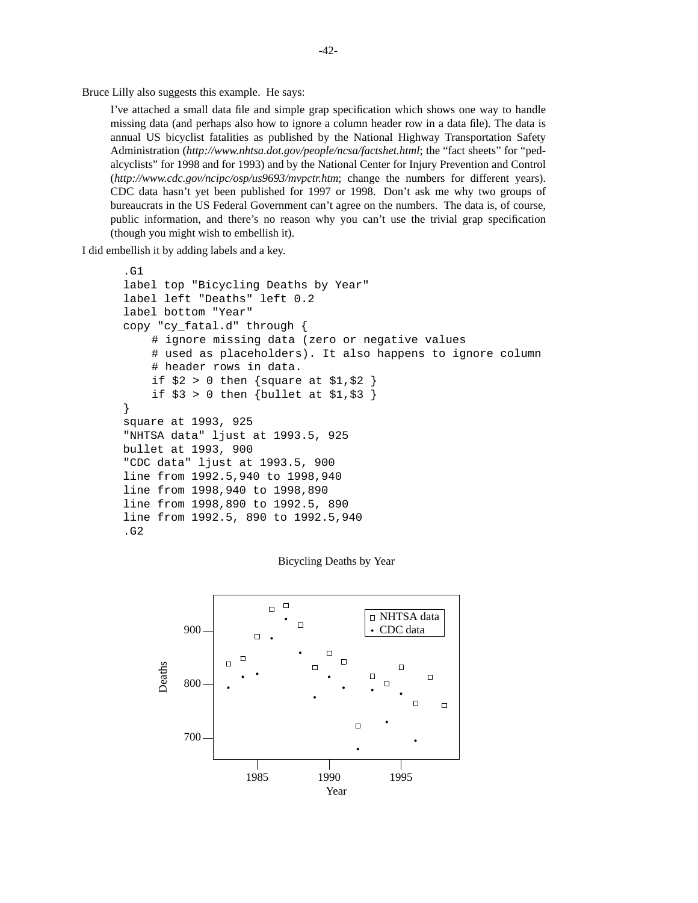Bruce Lilly also suggests this example. He says:

> I've attached a small data file and simple grap specification which shows one way to handle missing data (and perhaps also how to ignore a column header row in a data file). The data is annual US bicyclist fatalities as published by the National Highway Transportation Safety Administration (*http://www.nhtsa.dot.gov/people/ncsa/factshet.html*; the "fact sheets" for "pedalcyclists" for 1998 and for 1993) and by the National Center for Injury Prevention and Control (*http://www.cdc.gov/ncipc/osp/us9693/mvpctr.htm*; change the numbers for different years). CDC data hasn't yet been published for 1997 or 1998. Don't ask me why two groups of bureaucrats in the US Federal Government can't agree on the numbers. The data is, of course, public information, and there's no reason why you can't use the trivial grap specification (though you might wish to embellish it).

I did embellish it by adding labels and a key.

```
.G1
label top "Bicycling Deaths by Year"
label left "Deaths" left 0.2
label bottom "Year"
copy "cy_fatal.d" through {
    # ignore missing data (zero or negative values
    # used as placeholders). It also happens to ignore column
    # header rows in data.
    if $2 > 0 then {square at $1,$2 }
    if $3 > 0 then {bullet at $1,$3 }
}
square at 1993, 925
"NHTSA data" ljust at 1993.5, 925
bullet at 1993, 900
"CDC data" ljust at 1993.5, 900
line from 1992.5,940 to 1998,940
line from 1998,940 to 1998,890
line from 1998,890 to 1992.5, 890
line from 1992.5, 890 to 1992.5,940
.G2
```

Bicycling Deaths by Year

Deaths

900

800

700

1985 1990 1995

Year

NHTSA data

CDC data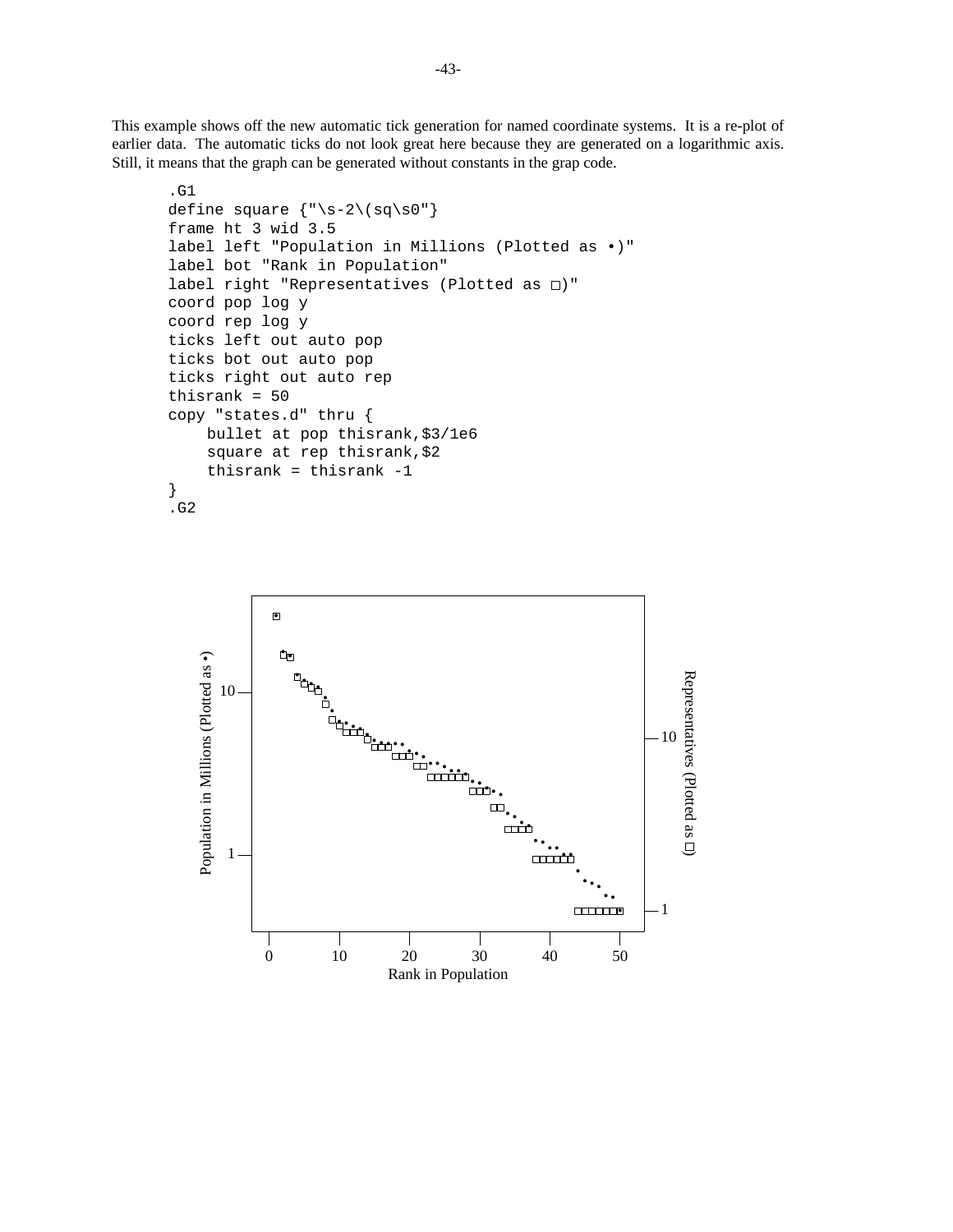This example shows off the new automatic tick generation for named coordinate systems. It is a re-plot of earlier data. The automatic ticks do not look great here because they are generated on a logarithmic axis. Still, it means that the graph can be generated without constants in the grap code.

```
.G1
define square {"\s-2\(sq\s0"}
frame ht 3 wid 3.5
label left "Population in Millions (Plotted as •)"
label bot "Rank in Population"
label right "Representatives (Plotted as □)"
coord pop log y
coord rep log y
ticks left out auto pop
ticks bot out auto pop
ticks right out auto rep
thisrank = 50
copy "states.d" thru {
    bullet at pop thisrank,$3/1e6
    square at rep thisrank,$2
    thisrank = thisrank -1
}
.G2
```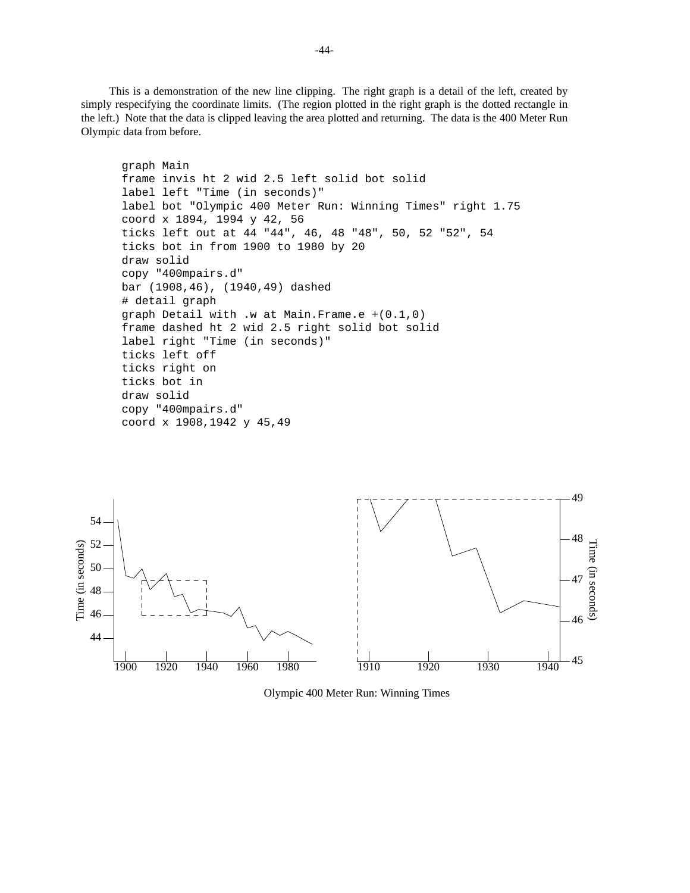This is a demonstration of the new line clipping. The right graph is a detail of the left, created by simply respecifying the coordinate limits. (The region plotted in the right graph is the dotted rectangle in the left.) Note that the data is clipped leaving the area plotted and returning. The data is the 400 Meter Run Olympic data from before.

```
graph Main
frame invis ht 2 wid 2.5 left solid bot solid
label left "Time (in seconds)"
label bot "Olympic 400 Meter Run: Winning Times" right 1.75
coord x 1894, 1994 y 42, 56
ticks left out at 44 "44", 46, 48 "48", 50, 52 "52", 54
ticks bot in from 1900 to 1980 by 20
draw solid
copy "400mpairs.d"
bar (1908,46), (1940,49) dashed
# detail graph
graph Detail with .w at Main.Frame.e +(0.1,0)
frame dashed ht 2 wid 2.5 right solid bot solid
label right "Time (in seconds)"
ticks left off
ticks right on
ticks bot in
draw solid
copy "400mpairs.d"
coord x 1908,1942 y 45,49
```

Olympic 400 Meter Run: Winning Times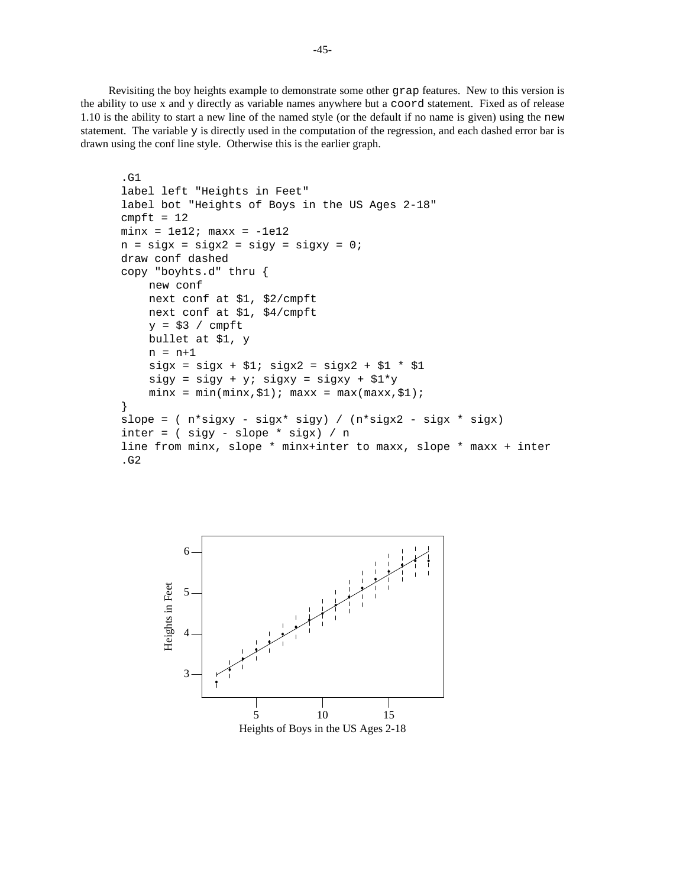Revisiting the boy heights example to demonstrate some other `grap` features. New to this version is the ability to use x and y directly as variable names anywhere but a `coord` statement. Fixed as of release 1.10 is the ability to start a new line of the named style (or the default if no name is given) using the `new` statement. The variable `y` is directly used in the computation of the regression, and each dashed error bar is drawn using the conf line style. Otherwise this is the earlier graph.

```
.G1
label left "Heights in Feet"
label bot "Heights of Boys in the US Ages 2-18"
cmpft = 12
minx = 1e12; maxx = -1e12
n = sigx = sigx2 = sigy = sigxy = 0;
draw conf dashed
copy "boyhts.d" thru {
     new conf
     next conf at $1, $2/cmpft
     next conf at $1, $4/cmpft
     y = $3 / cmpft
     bullet at $1, y
     n = n+1
     sigx = sigx + $1; sigx2 = sigx2 + $1 * $1
     sigy = sigy + y; sigxy = sigxy + $1*y
     minx = min(minx,$1); maxx = max(maxx,$1);
}
slope = ( n*sigxy - sigx* sigy) / (n*sigx2 - sigx * sigx)
inter = ( sigy - slope * sigx) / n
line from minx, slope * minx+inter to maxx, slope * maxx + inter
.G2
```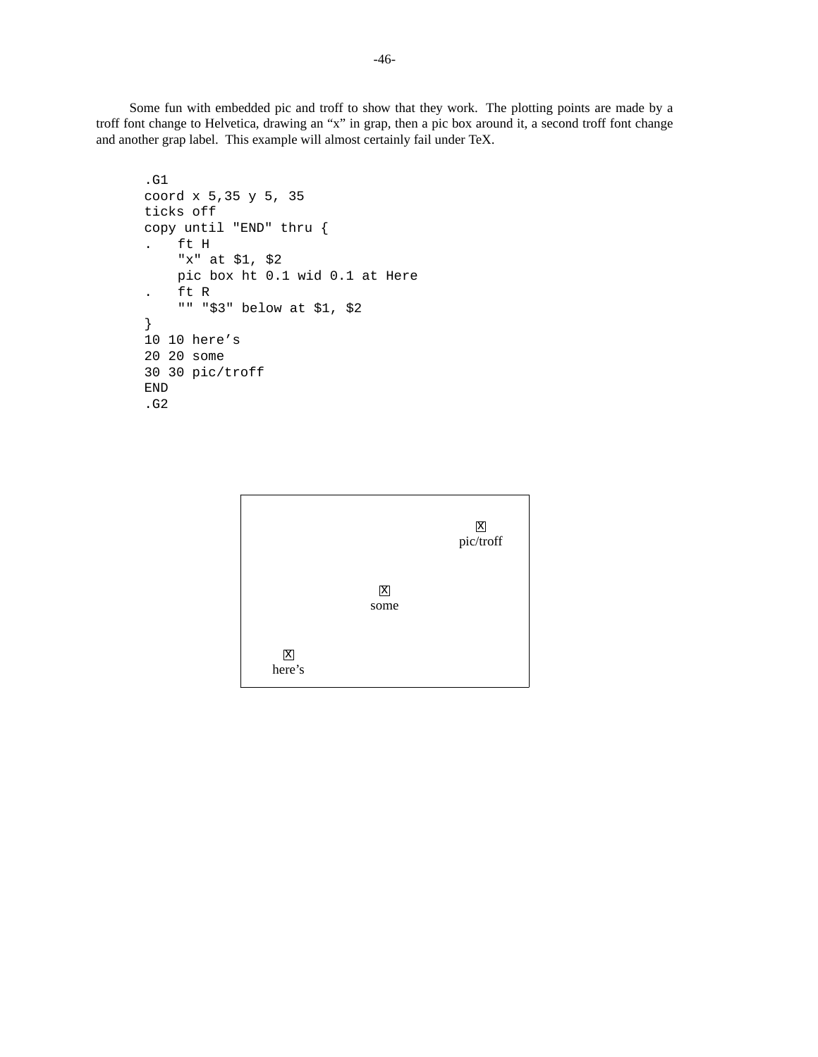Some fun with embedded pic and troff to show that they work. The plotting points are made by a troff font change to Helvetica, drawing an “x” in grap, then a pic box around it, a second troff font change and another grap label. This example will almost certainly fail under TeX.

```
.G1
coord x 5,35 y 5, 35
ticks off
copy until "END" thru {
.   ft H
    "x" at $1, $2
    pic box ht 0.1 wid 0.1 at Here
.   ft R
    "" "$3" below at $1, $2
}
10 10 here’s
20 20 some
30 30 pic/troff
END
.G2
```

X
pic/troff

X
some

X
here’s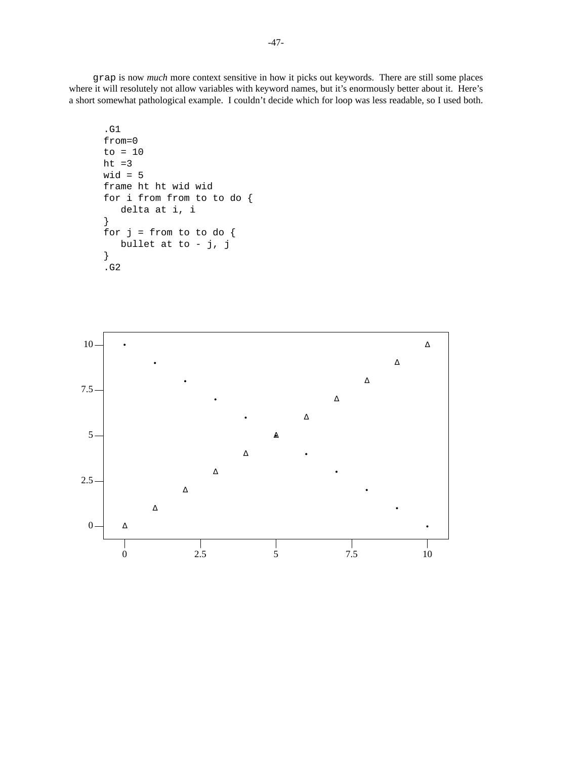`grap` is now *much* more context sensitive in how it picks out keywords. There are still some places where it will resolutely not allow variables with keyword names, but it's enormously better about it. Here's a short somewhat pathological example. I couldn't decide which for loop was less readable, so I used both.

```
.G1
from=0
to = 10
ht =3
wid = 5
frame ht ht wid wid
for i from from to to do {
   delta at i, i
}
for j = from to to do {
   bullet at to - j, j
}
.G2
```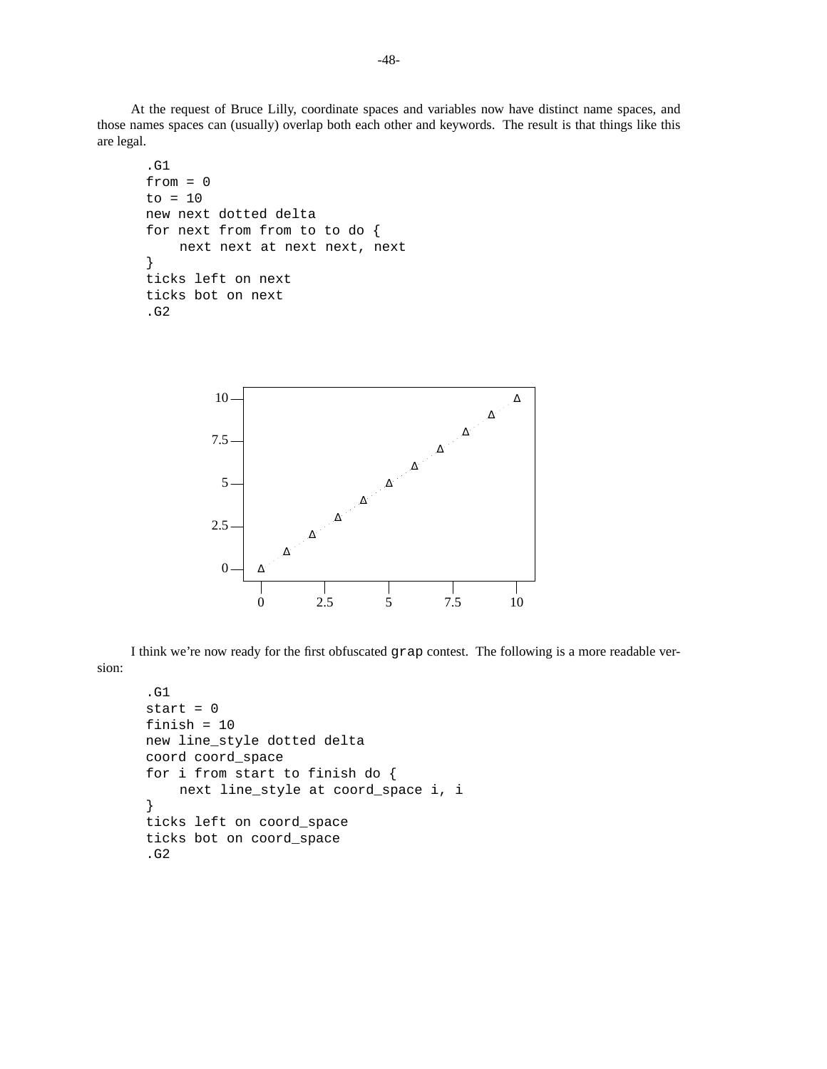At the request of Bruce Lilly, coordinate spaces and variables now have distinct name spaces, and those names spaces can (usually) overlap both each other and keywords. The result is that things like this are legal.

```
.G1
from = 0
to = 10
new next dotted delta
for next from from to to do {
    next next at next next, next
}
ticks left on next
ticks bot on next
.G2
```

I think we're now ready for the first obfuscated `grap` contest. The following is a more readable version:

```
.G1
start = 0
finish = 10
new line_style dotted delta
coord coord_space
for i from start to finish do {
    next line_style at coord_space i, i
}
ticks left on coord_space
ticks bot on coord_space
.G2
```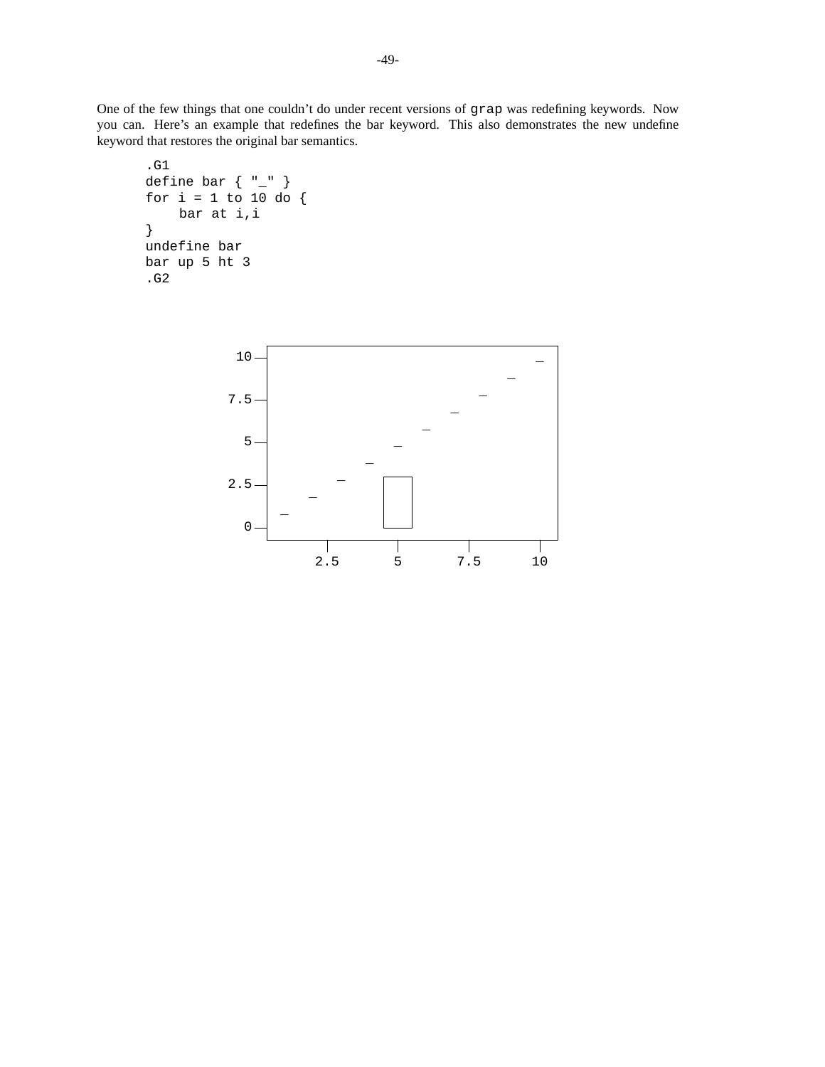One of the few things that one couldn't do under recent versions of `grap` was redefining keywords. Now you can. Here's an example that redefines the bar keyword. This also demonstrates the new undefine keyword that restores the original bar semantics.

```
.G1
define bar { "_" }
for i = 1 to 10 do {
    bar at i,i
}
undefine bar
bar up 5 ht 3
.G2
```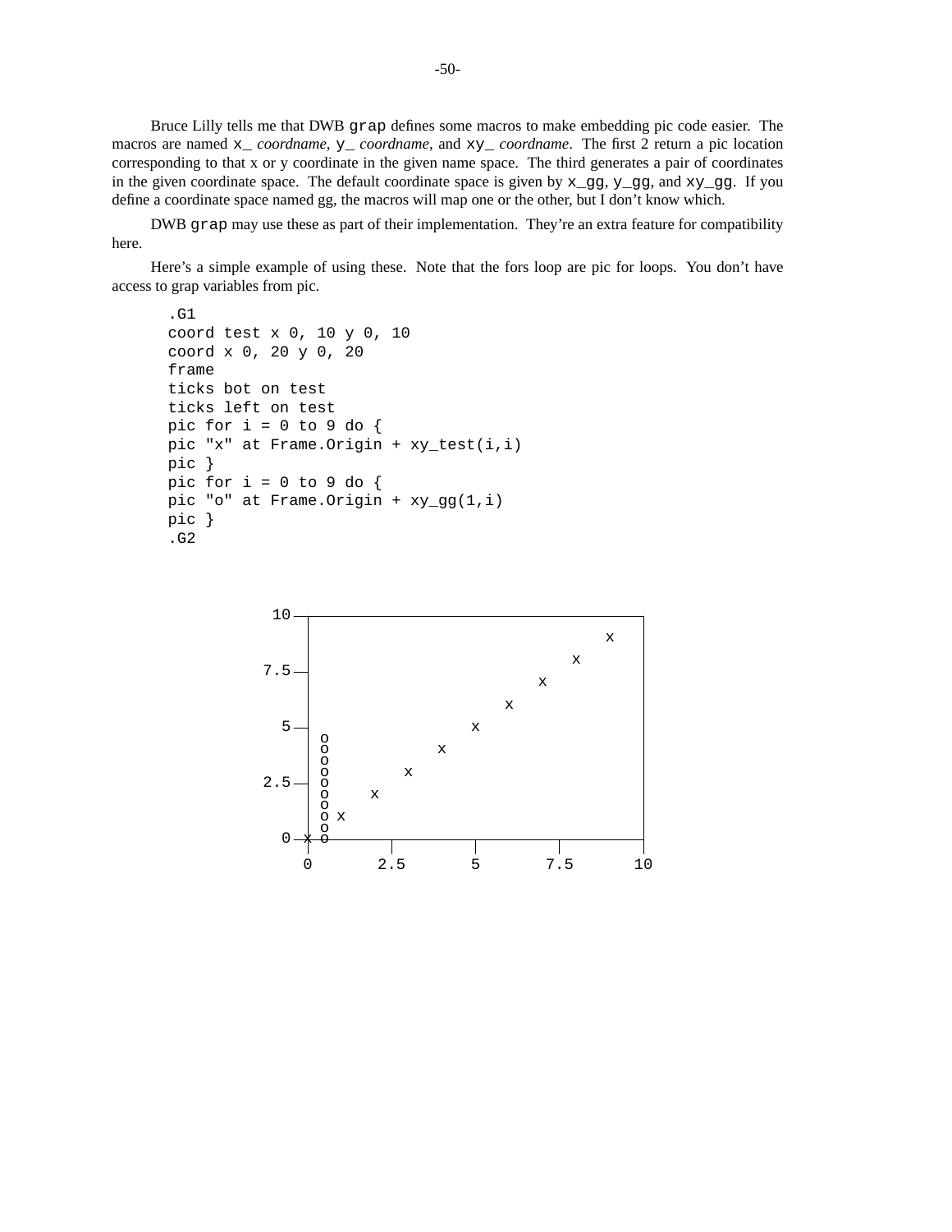Bruce Lilly tells me that DWB `grap` defines some macros to make embedding pic code easier. The macros are named `x_` *coordname*, `y_` *coordname*, and `xy_` *coordname*. The first 2 return a pic location corresponding to that x or y coordinate in the given name space. The third generates a pair of coordinates in the given coordinate space. The default coordinate space is given by `x_gg`, `y_gg`, and `xy_gg`. If you define a coordinate space named gg, the macros will map one or the other, but I don't know which.

DWB `grap` may use these as part of their implementation. They're an extra feature for compatibility here.

Here's a simple example of using these. Note that the fors loop are pic for loops. You don't have access to grap variables from pic.

```
.G1
coord test x 0, 10 y 0, 10
coord x 0, 20 y 0, 20
frame
ticks bot on test
ticks left on test
pic for i = 0 to 9 do {
pic "x" at Frame.Origin + xy_test(i,i)
pic }
pic for i = 0 to 9 do {
pic "o" at Frame.Origin + xy_gg(1,i)
pic }
.G2
```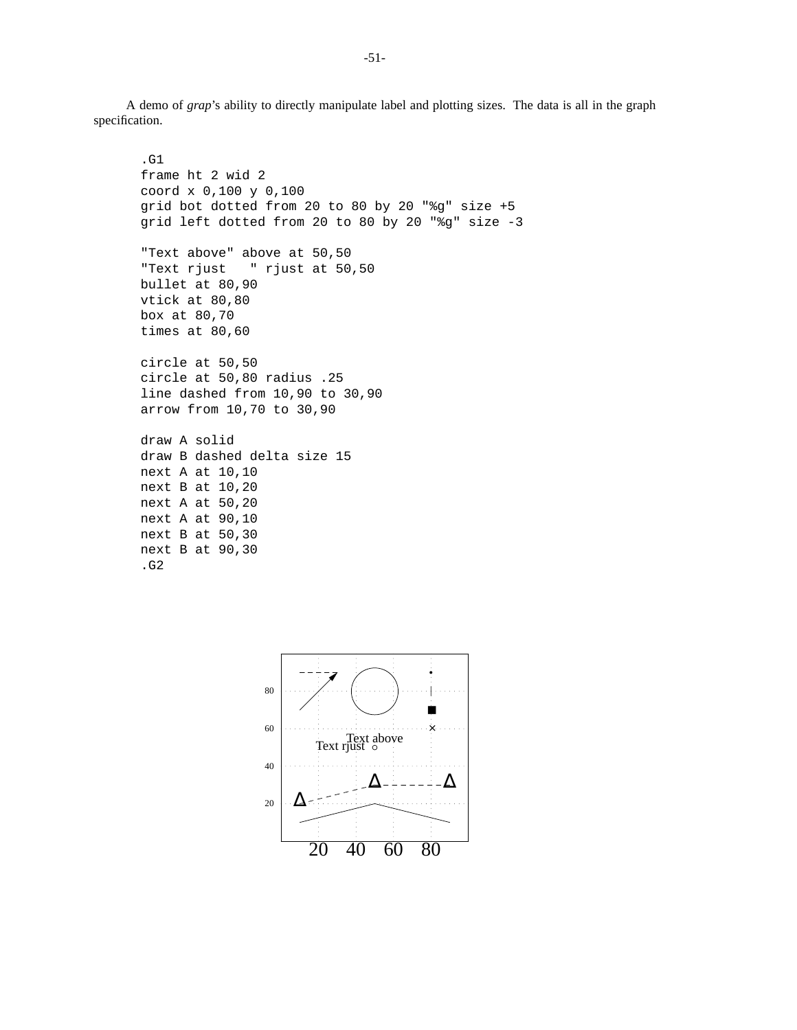A demo of *grap*'s ability to directly manipulate label and plotting sizes. The data is all in the graph specification.

```
.G1
frame ht 2 wid 2
coord x 0,100 y 0,100
grid bot dotted from 20 to 80 by 20 "%g" size +5
grid left dotted from 20 to 80 by 20 "%g" size -3

"Text above" above at 50,50
"Text rjust   " rjust at 50,50
bullet at 80,90
vtick at 80,80
box at 80,70
times at 80,60

circle at 50,50
circle at 50,80 radius .25
line dashed from 10,90 to 30,90
arrow from 10,70 to 30,90

draw A solid
draw B dashed delta size 15
next A at 10,10
next B at 10,20
next A at 50,20
next A at 90,10
next B at 50,30
next B at 90,30
.G2
```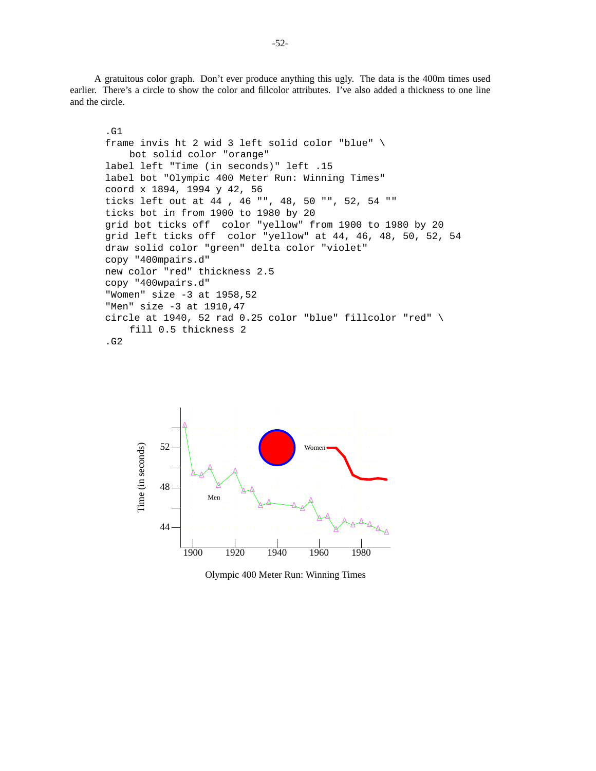A gratuitous color graph. Don't ever produce anything this ugly. The data is the 400m times used earlier. There's a circle to show the color and fillcolor attributes. I've also added a thickness to one line and the circle.

```
.G1
frame invis ht 2 wid 3 left solid color "blue" \
    bot solid color "orange"
label left "Time (in seconds)" left .15
label bot "Olympic 400 Meter Run: Winning Times"
coord x 1894, 1994 y 42, 56
ticks left out at 44 , 46 "", 48, 50 "", 52, 54 ""
ticks bot in from 1900 to 1980 by 20
grid bot ticks off  color "yellow" from 1900 to 1980 by 20
grid left ticks off  color "yellow" at 44, 46, 48, 50, 52, 54
draw solid color "green" delta color "violet"
copy "400mpairs.d"
new color "red" thickness 2.5
copy "400wpairs.d"
"Women" size -3 at 1958,52
"Men" size -3 at 1910,47
circle at 1940, 52 rad 0.25 color "blue" fillcolor "red" \
    fill 0.5 thickness 2
.G2
```

Olympic 400 Meter Run: Winning Times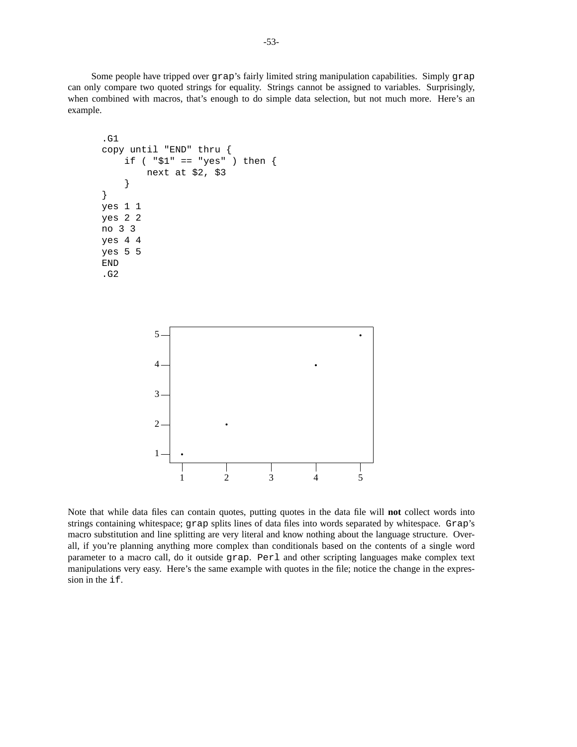Some people have tripped over `grap`'s fairly limited string manipulation capabilities. Simply `grap` can only compare two quoted strings for equality. Strings cannot be assigned to variables. Surprisingly, when combined with macros, that's enough to do simple data selection, but not much more. Here's an example.

```
.G1
copy until "END" thru {
    if ( "$1" == "yes" ) then {
        next at $2, $3
    }
}
yes 1 1
yes 2 2
no 3 3
yes 4 4
yes 5 5
END
.G2
```

Note that while data files can contain quotes, putting quotes in the data file will **not** collect words into strings containing whitespace; `grap` splits lines of data files into words separated by whitespace. `Grap`'s macro substitution and line splitting are very literal and know nothing about the language structure. Overall, if you're planning anything more complex than conditionals based on the contents of a single word parameter to a macro call, do it outside `grap`. `Perl` and other scripting languages make complex text manipulations very easy. Here's the same example with quotes in the file; notice the change in the expression in the `if`.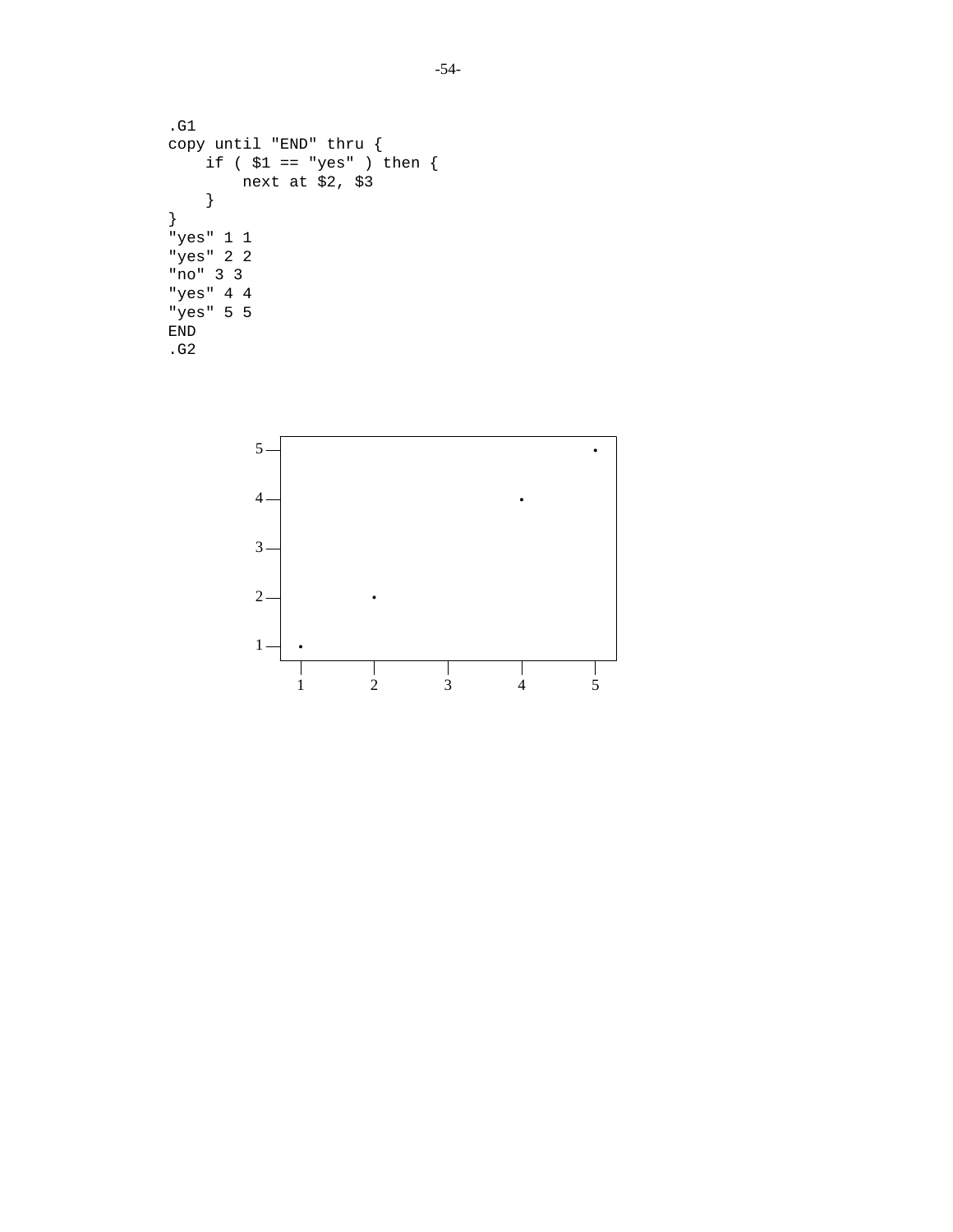```
.G1
copy until "END" thru {
    if ( $1 == "yes" ) then {
        next at $2, $3
    }
}
"yes" 1 1
"yes" 2 2
"no" 3 3
"yes" 4 4
"yes" 5 5
END
.G2
```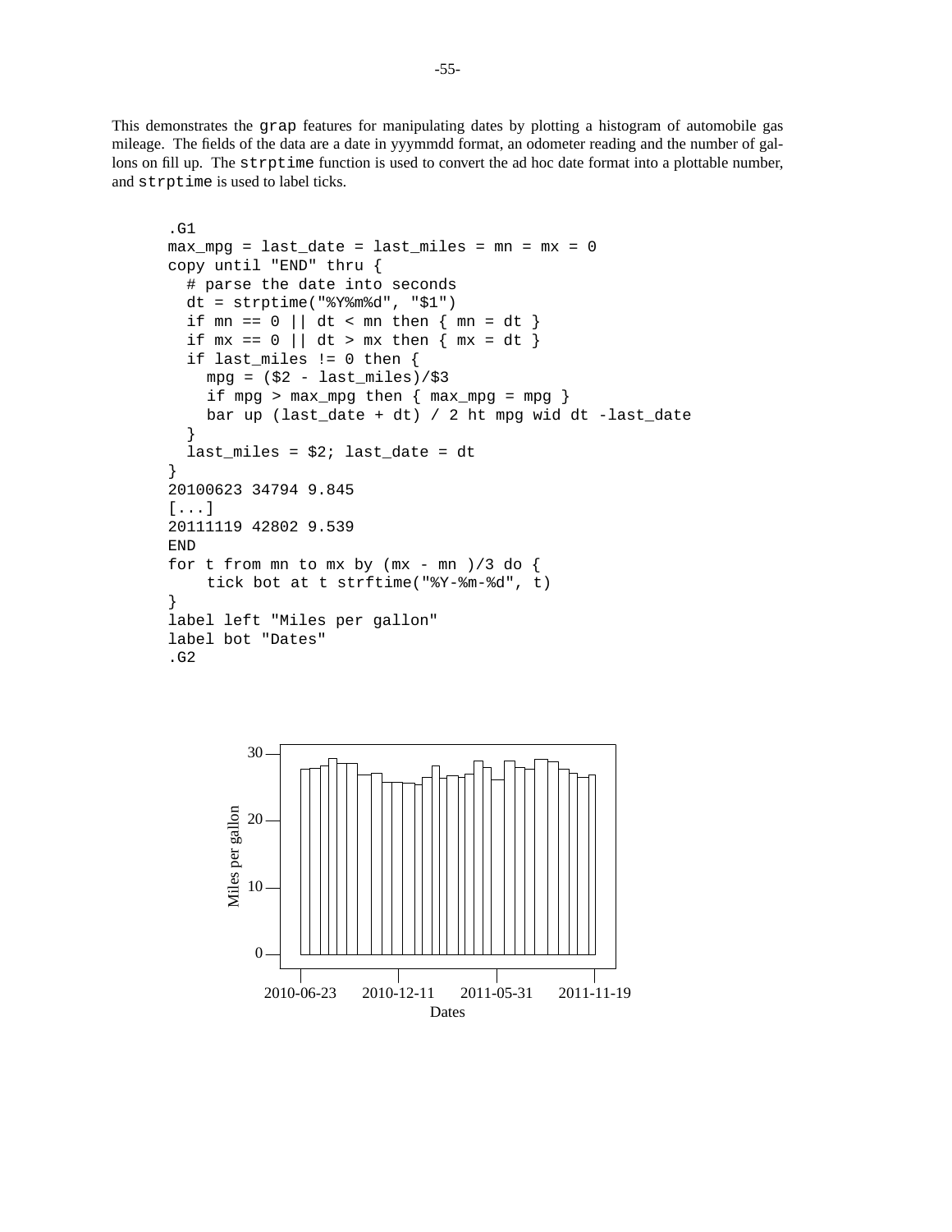This demonstrates the `grap` features for manipulating dates by plotting a histogram of automobile gas mileage. The fields of the data are a date in yyymmdd format, an odometer reading and the number of gallons on fill up. The `strptime` function is used to convert the ad hoc date format into a plottable number, and `strptime` is used to label ticks.

```
.G1
max_mpg = last_date = last_miles = mn = mx = 0
copy until "END" thru {
  # parse the date into seconds
  dt = strptime("%Y%m%d", "$1")
  if mn == 0 || dt < mn then { mn = dt }
  if mx == 0 || dt > mx then { mx = dt }
  if last_miles != 0 then {
    mpg = ($2 - last_miles)/$3
    if mpg > max_mpg then { max_mpg = mpg }
    bar up (last_date + dt) / 2 ht mpg wid dt -last_date
  }
  last_miles = $2; last_date = dt
}
20100623 34794 9.845
[...]
20111119 42802 9.539
END
for t from mn to mx by (mx - mn )/3 do {
    tick bot at t strftime("%Y-%m-%d", t)
}
label left "Miles per gallon"
label bot "Dates"
.G2
```

Miles per gallon

30
20
10
0

2010-06-23
2010-12-11
2011-05-31
2011-11-19

Dates